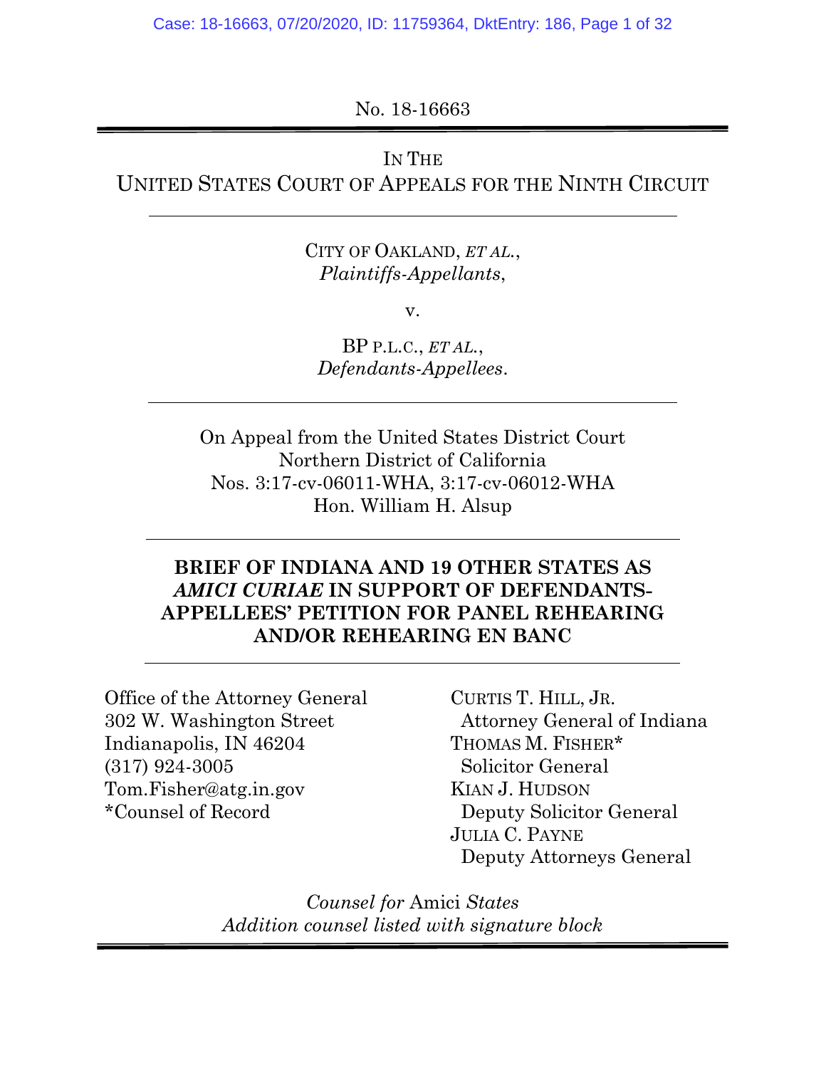No. 18-16663

IN THE
UNITED STATES COURT OF APPEALS FOR THE NINTH CIRCUIT

---

CITY OF OAKLAND, *ET AL.*,
*Plaintiffs-Appellants*,

v.

BP P.L.C., *ET AL.*,
*Defendants-Appellees*.

---

On Appeal from the United States District Court
Northern District of California
Nos. 3:17-cv-06011-WHA, 3:17-cv-06012-WHA
Hon. William H. Alsup

---

**BRIEF OF INDIANA AND 19 OTHER STATES AS *AMICI CURIAE* IN SUPPORT OF DEFENDANTS-APPELLEES' PETITION FOR PANEL REHEARING AND/OR REHEARING EN BANC**

---

Office of the Attorney General
302 W. Washington Street
Indianapolis, IN 46204
(317) 924-3005
Tom.Fisher@atg.in.gov
*Counsel of Record

CURTIS T. HILL, JR.
Attorney General of Indiana
THOMAS M. FISHER*
Solicitor General
KIAN J. HUDSON
Deputy Solicitor General
JULIA C. PAYNE
Deputy Attorneys General

*Counsel for* Amici *States*
*Addition counsel listed with signature block*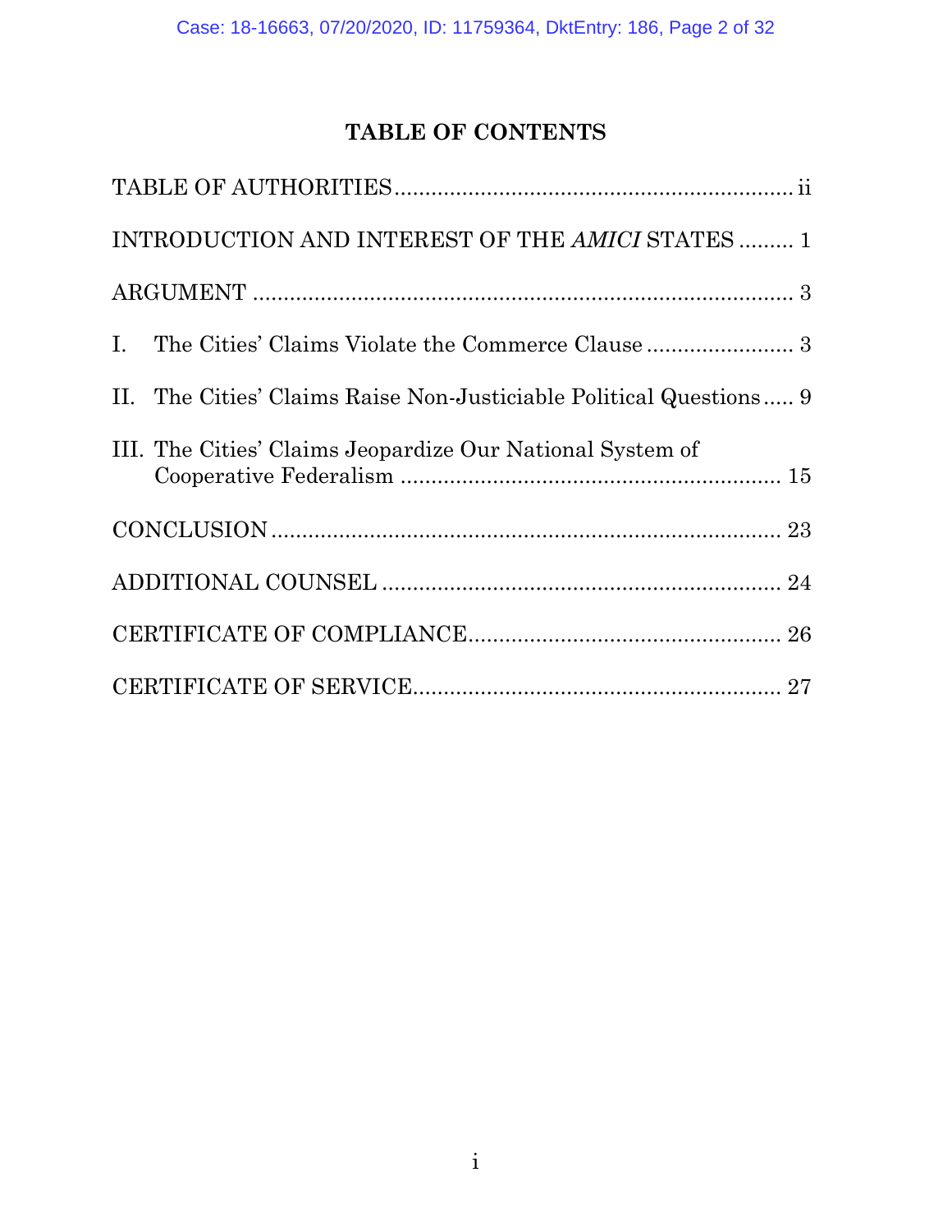# TABLE OF CONTENTS

TABLE OF AUTHORITIES ................................................................ ii

INTRODUCTION AND INTEREST OF THE *AMICI* STATES ......... 1

ARGUMENT ...................................................................................... 3

I. The Cities' Claims Violate the Commerce Clause ........................ 3

II. The Cities' Claims Raise Non-Justiciable Political Questions ..... 9

III. The Cities' Claims Jeopardize Our National System of Cooperative Federalism .............................................................. 15

CONCLUSION .................................................................................. 23

ADDITIONAL COUNSEL ................................................................. 24

CERTIFICATE OF COMPLIANCE.................................................. 26

CERTIFICATE OF SERVICE........................................................... 27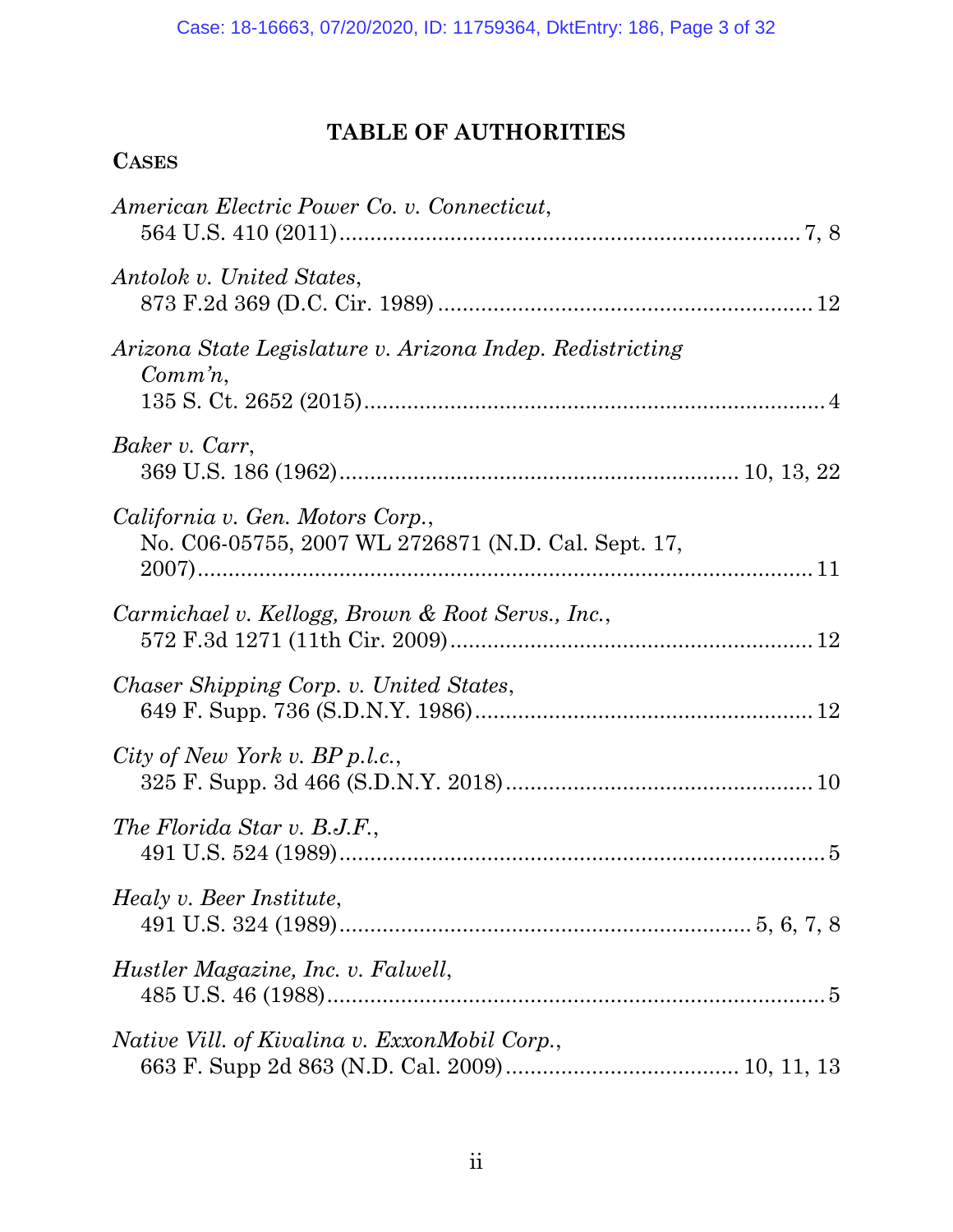# TABLE OF AUTHORITIES

## CASES

*American Electric Power Co. v. Connecticut*,
564 U.S. 410 (2011) ........................................................................ 7, 8

*Antolok v. United States*,
873 F.2d 369 (D.C. Cir. 1989) ........................................................ 12

*Arizona State Legislature v. Arizona Indep. Redistricting Comm'n*,
135 S. Ct. 2652 (2015) ...................................................................... 4

*Baker v. Carr*,
369 U.S. 186 (1962) ........................................................... 10, 13, 22

*California v. Gen. Motors Corp.*,
No. C06-05755, 2007 WL 2726871 (N.D. Cal. Sept. 17, 2007) ................................................................................................ 11

*Carmichael v. Kellogg, Brown & Root Servs., Inc.*,
572 F.3d 1271 (11th Cir. 2009) ...................................................... 12

*Chaser Shipping Corp. v. United States*,
649 F. Supp. 736 (S.D.N.Y. 1986) .................................................. 12

*City of New York v. BP p.l.c.*,
325 F. Supp. 3d 466 (S.D.N.Y. 2018) ............................................. 10

*The Florida Star v. B.J.F.*,
491 U.S. 524 (1989) .......................................................................... 5

*Healy v. Beer Institute*,
491 U.S. 324 (1989) ............................................................. 5, 6, 7, 8

*Hustler Magazine, Inc. v. Falwell*,
485 U.S. 46 (1988) ............................................................................ 5

*Native Vill. of Kivalina v. ExxonMobil Corp.*,
663 F. Supp 2d 863 (N.D. Cal. 2009) .................................. 10, 11, 13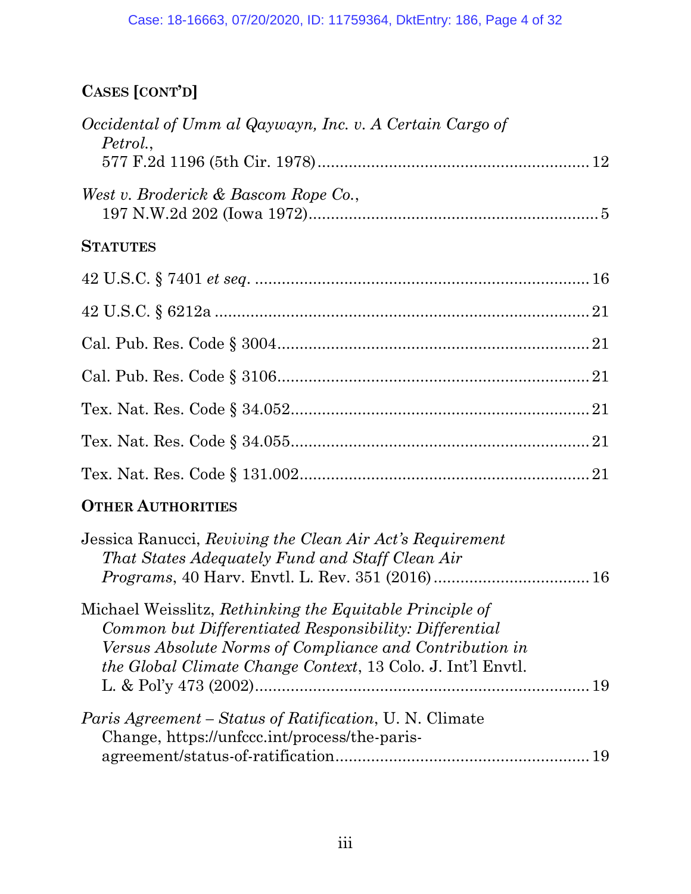## CASES [CONT'D]

*Occidental of Umm al Qaywayn, Inc. v. A Certain Cargo of Petrol.*, 577 F.2d 1196 (5th Cir. 1978) .......... 12

*West v. Broderick & Bascom Rope Co.*, 197 N.W.2d 202 (Iowa 1972) .......... 5

## STATUTES

42 U.S.C. § 7401 *et seq*. .......... 16

42 U.S.C. § 6212a .......... 21

Cal. Pub. Res. Code § 3004 .......... 21

Cal. Pub. Res. Code § 3106 .......... 21

Tex. Nat. Res. Code § 34.052 .......... 21

Tex. Nat. Res. Code § 34.055 .......... 21

Tex. Nat. Res. Code § 131.002 .......... 21

## OTHER AUTHORITIES

Jessica Ranucci, *Reviving the Clean Air Act's Requirement That States Adequately Fund and Staff Clean Air Programs*, 40 Harv. Envtl. L. Rev. 351 (2016) .......... 16

Michael Weisslitz, *Rethinking the Equitable Principle of Common but Differentiated Responsibility: Differential Versus Absolute Norms of Compliance and Contribution in the Global Climate Change Context*, 13 Colo. J. Int'l Envtl. L. & Pol'y 473 (2002) .......... 19

*Paris Agreement – Status of Ratification*, U. N. Climate Change, https://unfccc.int/process/the-paris-agreement/status-of-ratification .......... 19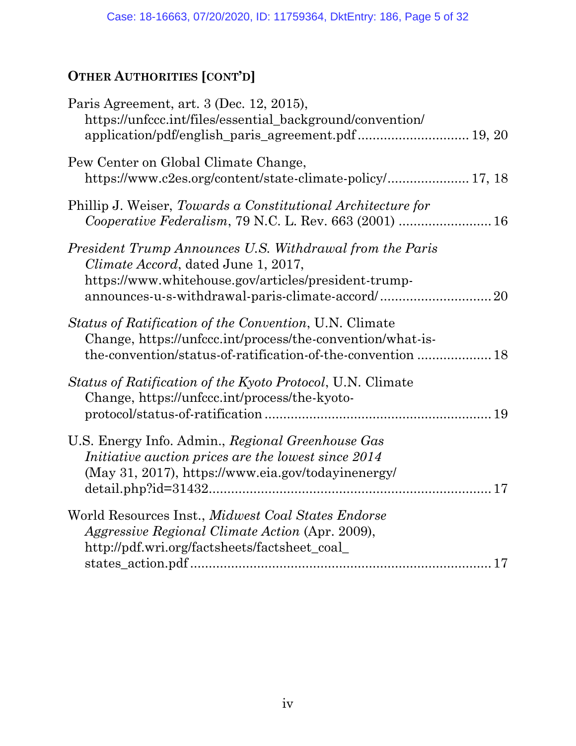## OTHER AUTHORITIES [CONT'D]

Paris Agreement, art. 3 (Dec. 12, 2015), https://unfccc.int/files/essential_background/convention/application/pdf/english_paris_agreement.pdf ............................. 19, 20

Pew Center on Global Climate Change, https://www.c2es.org/content/state-climate-policy/...................... 17, 18

Phillip J. Weiser, *Towards a Constitutional Architecture for Cooperative Federalism*, 79 N.C. L. Rev. 663 (2001) ......................... 16

*President Trump Announces U.S. Withdrawal from the Paris Climate Accord*, dated June 1, 2017, https://www.whitehouse.gov/articles/president-trump-announces-u-s-withdrawal-paris-climate-accord/ .............................. 20

*Status of Ratification of the Convention*, U.N. Climate Change, https://unfccc.int/process/the-convention/what-is-the-convention/status-of-ratification-of-the-convention ................... 18

*Status of Ratification of the Kyoto Protocol*, U.N. Climate Change, https://unfccc.int/process/the-kyoto-protocol/status-of-ratification ............................................................ 19

U.S. Energy Info. Admin., *Regional Greenhouse Gas Initiative auction prices are the lowest since 2014* (May 31, 2017), https://www.eia.gov/todayinenergy/detail.php?id=31432.......................................................................... 17

World Resources Inst., *Midwest Coal States Endorse Aggressive Regional Climate Action* (Apr. 2009), http://pdf.wri.org/factsheets/factsheet_coal_states_action.pdf ................................................................................ 17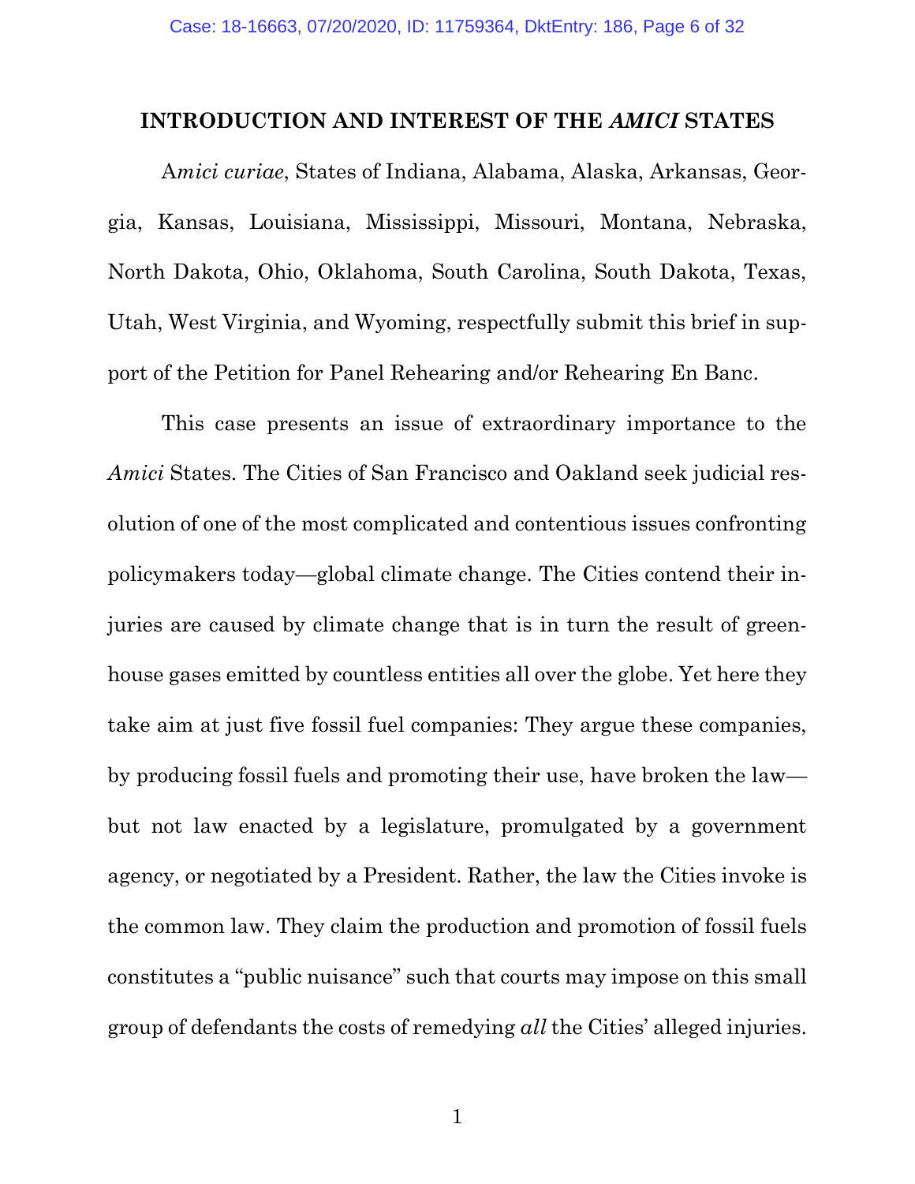## INTRODUCTION AND INTEREST OF THE *AMICI* STATES

*Amici curiae*, States of Indiana, Alabama, Alaska, Arkansas, Georgia, Kansas, Louisiana, Mississippi, Missouri, Montana, Nebraska, North Dakota, Ohio, Oklahoma, South Carolina, South Dakota, Texas, Utah, West Virginia, and Wyoming, respectfully submit this brief in support of the Petition for Panel Rehearing and/or Rehearing En Banc.

This case presents an issue of extraordinary importance to the *Amici* States. The Cities of San Francisco and Oakland seek judicial resolution of one of the most complicated and contentious issues confronting policymakers today—global climate change. The Cities contend their injuries are caused by climate change that is in turn the result of greenhouse gases emitted by countless entities all over the globe. Yet here they take aim at just five fossil fuel companies: They argue these companies, by producing fossil fuels and promoting their use, have broken the law—but not law enacted by a legislature, promulgated by a government agency, or negotiated by a President. Rather, the law the Cities invoke is the common law. They claim the production and promotion of fossil fuels constitutes a "public nuisance" such that courts may impose on this small group of defendants the costs of remedying *all* the Cities' alleged injuries.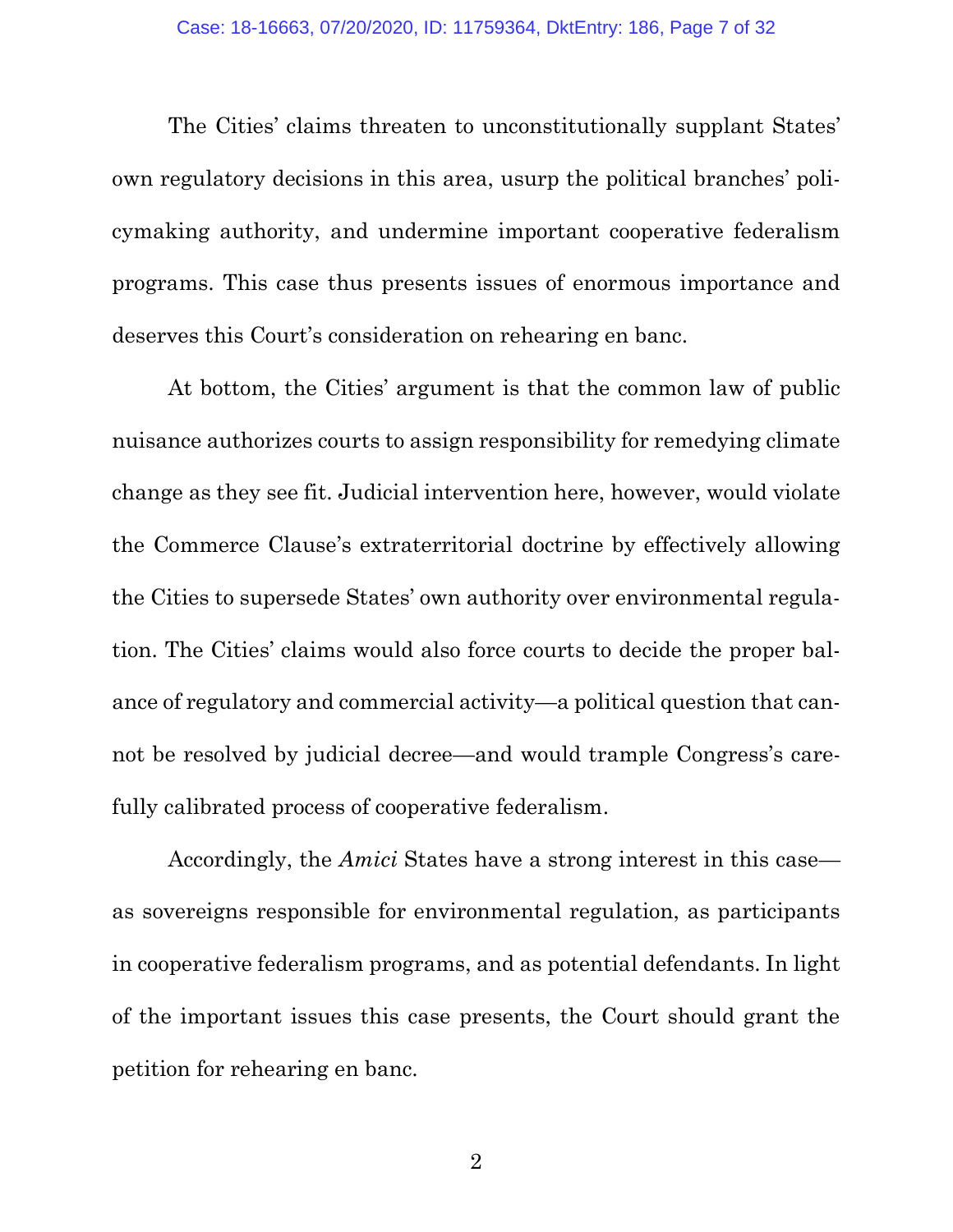The Cities' claims threaten to unconstitutionally supplant States' own regulatory decisions in this area, usurp the political branches' policymaking authority, and undermine important cooperative federalism programs. This case thus presents issues of enormous importance and deserves this Court's consideration on rehearing en banc.

At bottom, the Cities' argument is that the common law of public nuisance authorizes courts to assign responsibility for remedying climate change as they see fit. Judicial intervention here, however, would violate the Commerce Clause's extraterritorial doctrine by effectively allowing the Cities to supersede States' own authority over environmental regulation. The Cities' claims would also force courts to decide the proper balance of regulatory and commercial activity—a political question that cannot be resolved by judicial decree—and would trample Congress's carefully calibrated process of cooperative federalism.

Accordingly, the *Amici* States have a strong interest in this case—as sovereigns responsible for environmental regulation, as participants in cooperative federalism programs, and as potential defendants. In light of the important issues this case presents, the Court should grant the petition for rehearing en banc.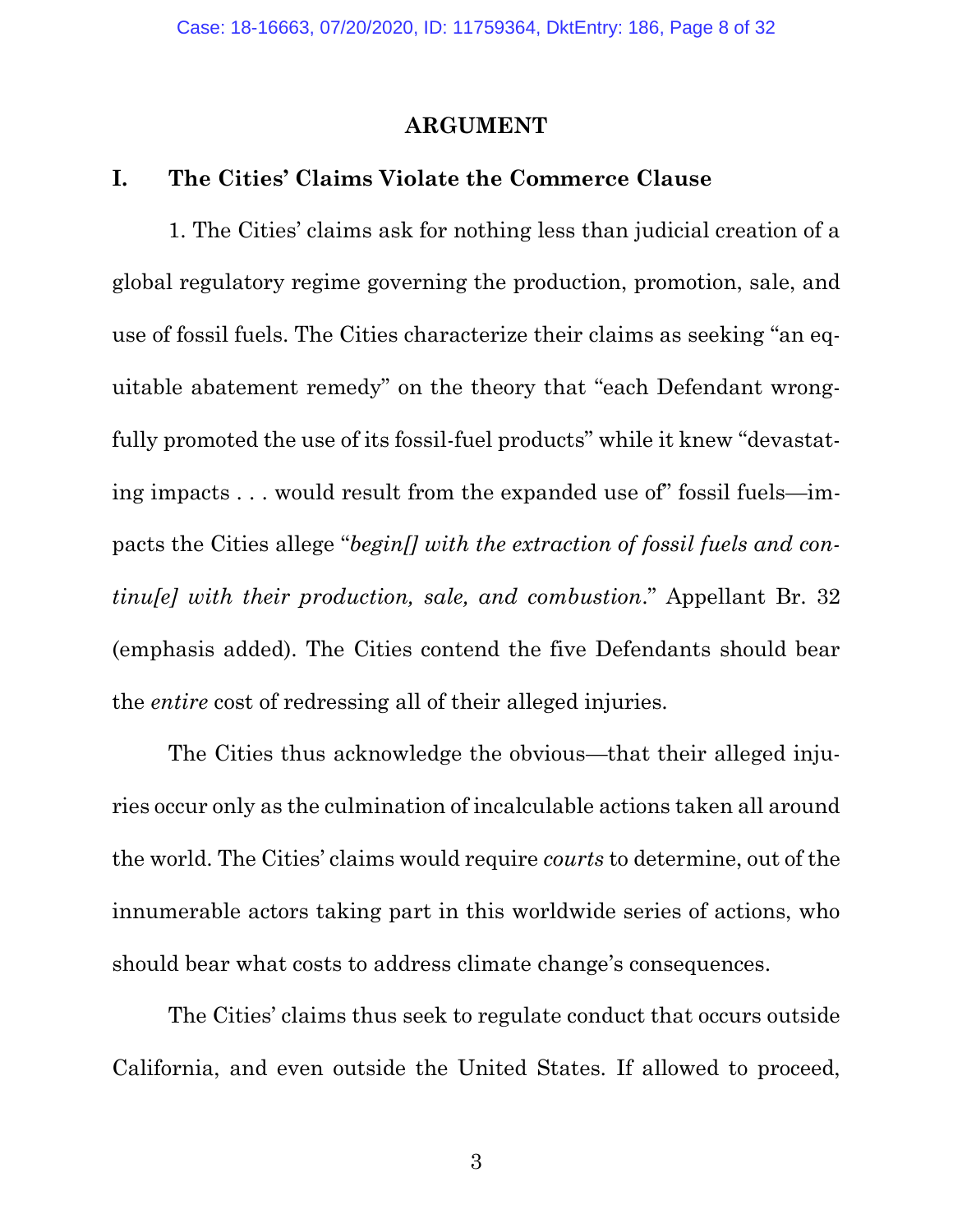## ARGUMENT

### I. The Cities' Claims Violate the Commerce Clause

1. The Cities' claims ask for nothing less than judicial creation of a global regulatory regime governing the production, promotion, sale, and use of fossil fuels. The Cities characterize their claims as seeking "an equitable abatement remedy" on the theory that "each Defendant wrongfully promoted the use of its fossil-fuel products" while it knew "devastating impacts . . . would result from the expanded use of" fossil fuels—impacts the Cities allege "*begin[] with the extraction of fossil fuels and continu[e] with their production, sale, and combustion*." Appellant Br. 32 (emphasis added). The Cities contend the five Defendants should bear the *entire* cost of redressing all of their alleged injuries.

The Cities thus acknowledge the obvious—that their alleged injuries occur only as the culmination of incalculable actions taken all around the world. The Cities' claims would require *courts* to determine, out of the innumerable actors taking part in this worldwide series of actions, who should bear what costs to address climate change's consequences.

The Cities' claims thus seek to regulate conduct that occurs outside California, and even outside the United States. If allowed to proceed,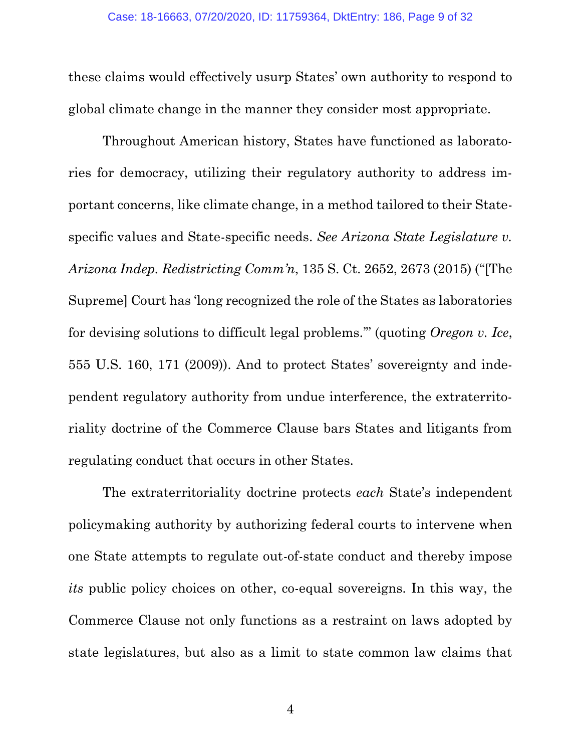these claims would effectively usurp States' own authority to respond to global climate change in the manner they consider most appropriate.

Throughout American history, States have functioned as laboratories for democracy, utilizing their regulatory authority to address important concerns, like climate change, in a method tailored to their State-specific values and State-specific needs. *See Arizona State Legislature v. Arizona Indep. Redistricting Comm'n*, 135 S. Ct. 2652, 2673 (2015) ("[The Supreme] Court has 'long recognized the role of the States as laboratories for devising solutions to difficult legal problems.'" (quoting *Oregon v. Ice*, 555 U.S. 160, 171 (2009)). And to protect States' sovereignty and independent regulatory authority from undue interference, the extraterritoriality doctrine of the Commerce Clause bars States and litigants from regulating conduct that occurs in other States.

The extraterritoriality doctrine protects *each* State's independent policymaking authority by authorizing federal courts to intervene when one State attempts to regulate out-of-state conduct and thereby impose *its* public policy choices on other, co-equal sovereigns. In this way, the Commerce Clause not only functions as a restraint on laws adopted by state legislatures, but also as a limit to state common law claims that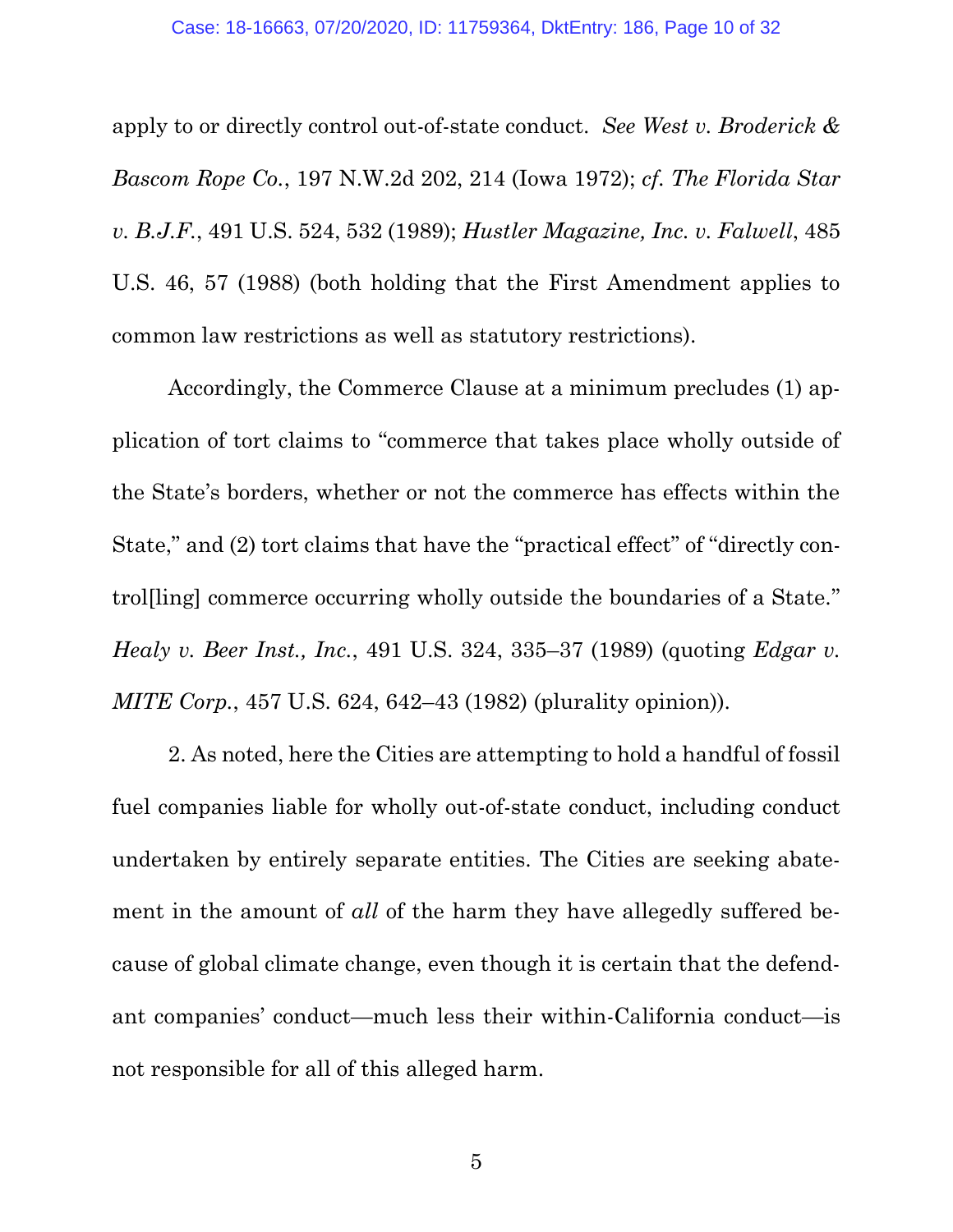apply to or directly control out-of-state conduct. *See West v. Broderick & Bascom Rope Co.*, 197 N.W.2d 202, 214 (Iowa 1972); *cf. The Florida Star v. B.J.F.*, 491 U.S. 524, 532 (1989); *Hustler Magazine, Inc. v. Falwell*, 485 U.S. 46, 57 (1988) (both holding that the First Amendment applies to common law restrictions as well as statutory restrictions).

Accordingly, the Commerce Clause at a minimum precludes (1) application of tort claims to "commerce that takes place wholly outside of the State's borders, whether or not the commerce has effects within the State," and (2) tort claims that have the "practical effect" of "directly control[ling] commerce occurring wholly outside the boundaries of a State." *Healy v. Beer Inst., Inc.*, 491 U.S. 324, 335–37 (1989) (quoting *Edgar v. MITE Corp.*, 457 U.S. 624, 642–43 (1982) (plurality opinion)).

2. As noted, here the Cities are attempting to hold a handful of fossil fuel companies liable for wholly out-of-state conduct, including conduct undertaken by entirely separate entities. The Cities are seeking abatement in the amount of *all* of the harm they have allegedly suffered because of global climate change, even though it is certain that the defendant companies' conduct—much less their within-California conduct—is not responsible for all of this alleged harm.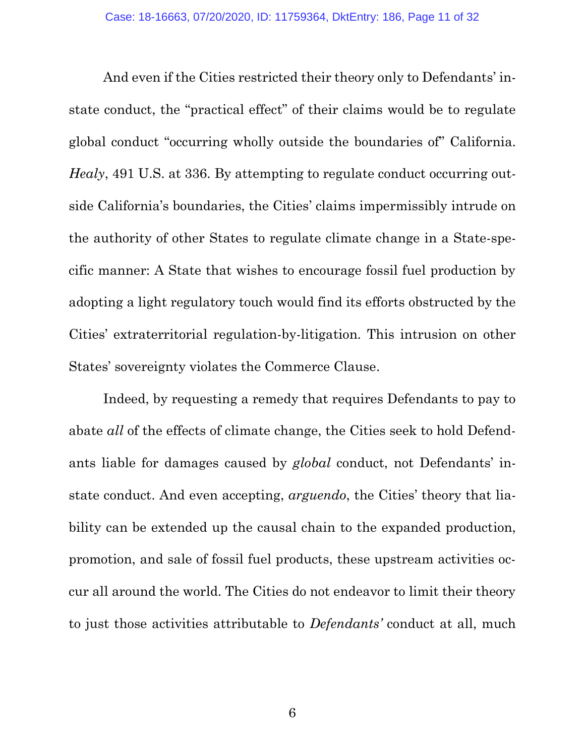And even if the Cities restricted their theory only to Defendants' in-state conduct, the "practical effect" of their claims would be to regulate global conduct "occurring wholly outside the boundaries of" California. *Healy*, 491 U.S. at 336. By attempting to regulate conduct occurring outside California's boundaries, the Cities' claims impermissibly intrude on the authority of other States to regulate climate change in a State-specific manner: A State that wishes to encourage fossil fuel production by adopting a light regulatory touch would find its efforts obstructed by the Cities' extraterritorial regulation-by-litigation. This intrusion on other States' sovereignty violates the Commerce Clause.

Indeed, by requesting a remedy that requires Defendants to pay to abate *all* of the effects of climate change, the Cities seek to hold Defendants liable for damages caused by *global* conduct, not Defendants' in-state conduct. And even accepting, *arguendo*, the Cities' theory that liability can be extended up the causal chain to the expanded production, promotion, and sale of fossil fuel products, these upstream activities occur all around the world. The Cities do not endeavor to limit their theory to just those activities attributable to *Defendants'* conduct at all, much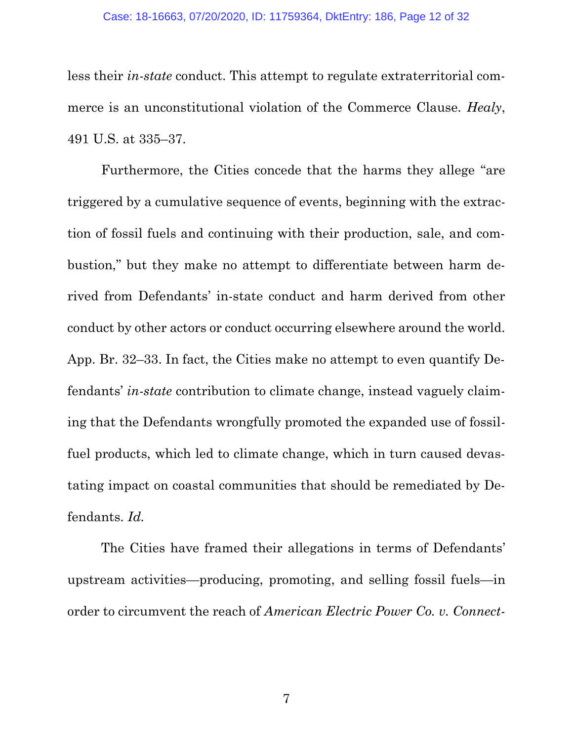less their *in-state* conduct. This attempt to regulate extraterritorial commerce is an unconstitutional violation of the Commerce Clause. *Healy*, 491 U.S. at 335–37.

Furthermore, the Cities concede that the harms they allege "are triggered by a cumulative sequence of events, beginning with the extraction of fossil fuels and continuing with their production, sale, and combustion," but they make no attempt to differentiate between harm derived from Defendants' in-state conduct and harm derived from other conduct by other actors or conduct occurring elsewhere around the world. App. Br. 32–33. In fact, the Cities make no attempt to even quantify Defendants' *in-state* contribution to climate change, instead vaguely claiming that the Defendants wrongfully promoted the expanded use of fossil-fuel products, which led to climate change, which in turn caused devastating impact on coastal communities that should be remediated by Defendants. *Id.*

The Cities have framed their allegations in terms of Defendants' upstream activities—producing, promoting, and selling fossil fuels—in order to circumvent the reach of *American Electric Power Co. v. Connect-*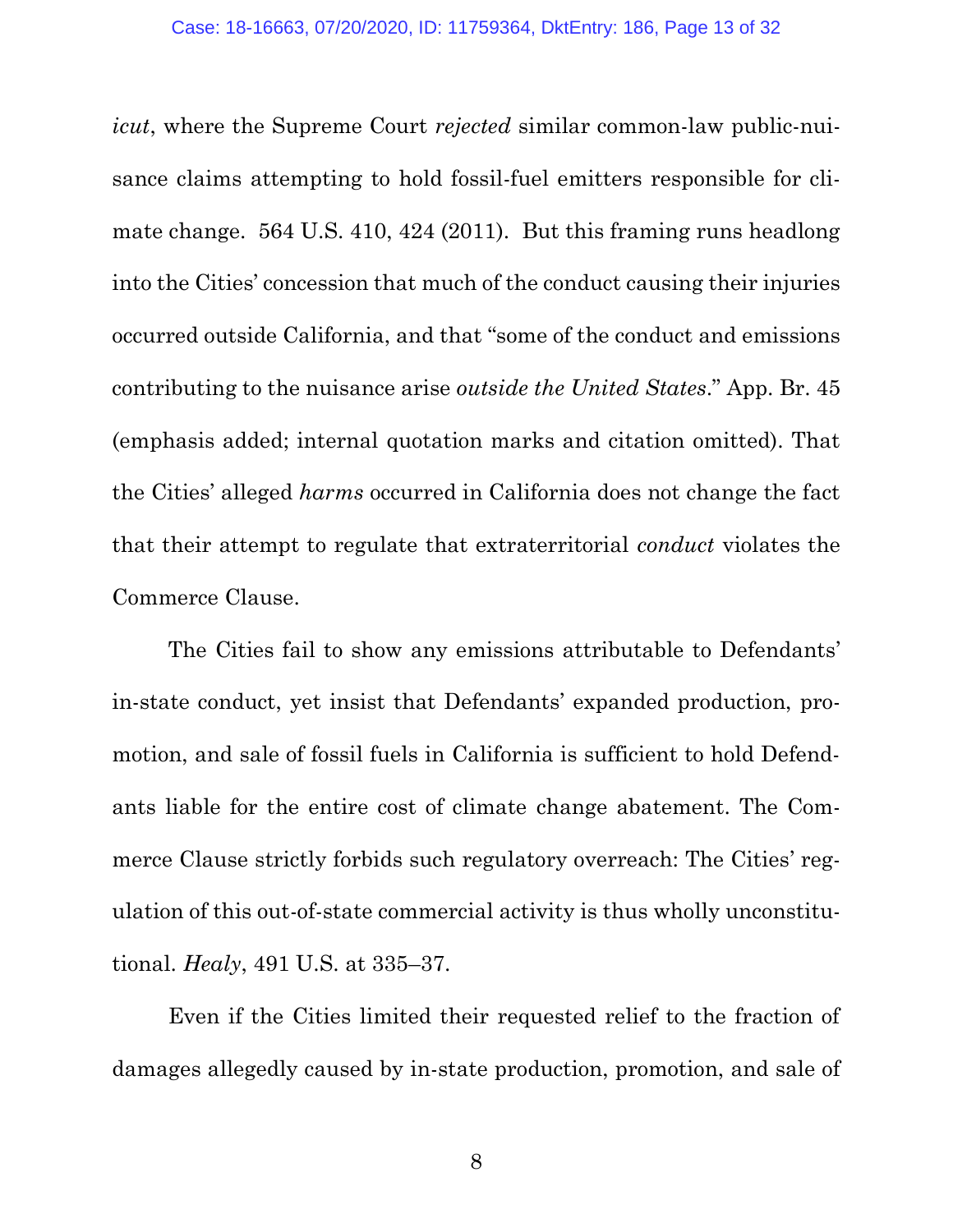*icut*, where the Supreme Court *rejected* similar common-law public-nuisance claims attempting to hold fossil-fuel emitters responsible for climate change. 564 U.S. 410, 424 (2011). But this framing runs headlong into the Cities' concession that much of the conduct causing their injuries occurred outside California, and that "some of the conduct and emissions contributing to the nuisance arise *outside the United States*." App. Br. 45 (emphasis added; internal quotation marks and citation omitted). That the Cities' alleged *harms* occurred in California does not change the fact that their attempt to regulate that extraterritorial *conduct* violates the Commerce Clause.

The Cities fail to show any emissions attributable to Defendants' in-state conduct, yet insist that Defendants' expanded production, promotion, and sale of fossil fuels in California is sufficient to hold Defendants liable for the entire cost of climate change abatement. The Commerce Clause strictly forbids such regulatory overreach: The Cities' regulation of this out-of-state commercial activity is thus wholly unconstitutional. *Healy*, 491 U.S. at 335–37.

Even if the Cities limited their requested relief to the fraction of damages allegedly caused by in-state production, promotion, and sale of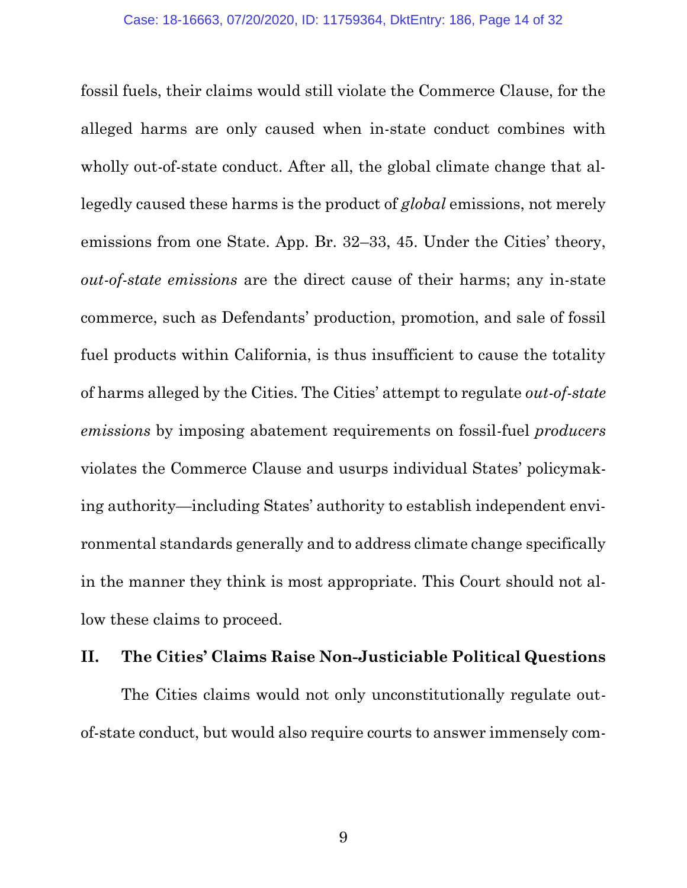fossil fuels, their claims would still violate the Commerce Clause, for the alleged harms are only caused when in-state conduct combines with wholly out-of-state conduct. After all, the global climate change that allegedly caused these harms is the product of *global* emissions, not merely emissions from one State. App. Br. 32–33, 45. Under the Cities' theory, *out-of-state emissions* are the direct cause of their harms; any in-state commerce, such as Defendants' production, promotion, and sale of fossil fuel products within California, is thus insufficient to cause the totality of harms alleged by the Cities. The Cities' attempt to regulate *out-of-state emissions* by imposing abatement requirements on fossil-fuel *producers* violates the Commerce Clause and usurps individual States' policymaking authority—including States' authority to establish independent environmental standards generally and to address climate change specifically in the manner they think is most appropriate. This Court should not allow these claims to proceed.

## II. The Cities' Claims Raise Non-Justiciable Political Questions

The Cities claims would not only unconstitutionally regulate out-of-state conduct, but would also require courts to answer immensely com-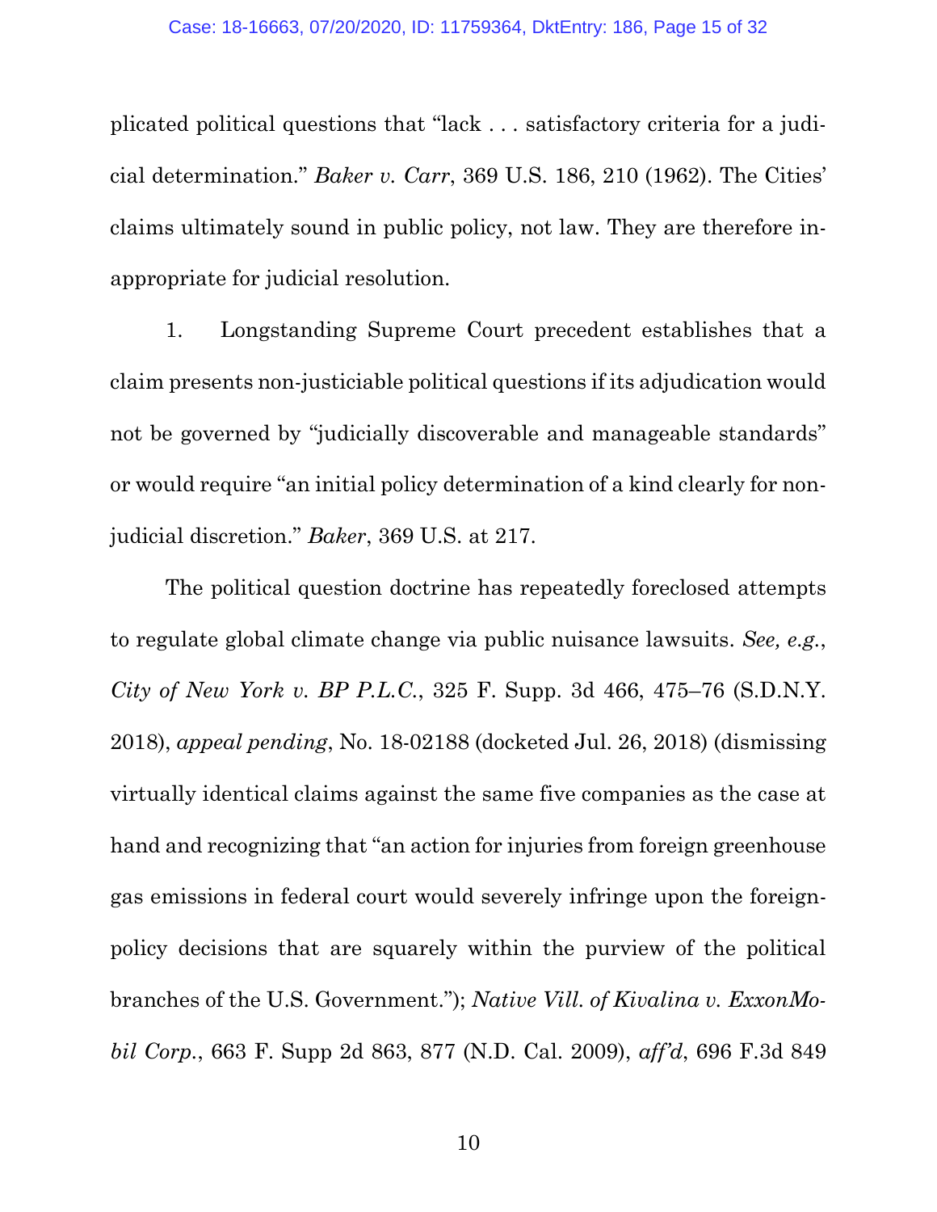plicated political questions that "lack . . . satisfactory criteria for a judicial determination." *Baker v. Carr*, 369 U.S. 186, 210 (1962). The Cities' claims ultimately sound in public policy, not law. They are therefore inappropriate for judicial resolution.

1. Longstanding Supreme Court precedent establishes that a claim presents non-justiciable political questions if its adjudication would not be governed by "judicially discoverable and manageable standards" or would require "an initial policy determination of a kind clearly for non-judicial discretion." *Baker*, 369 U.S. at 217.

The political question doctrine has repeatedly foreclosed attempts to regulate global climate change via public nuisance lawsuits. *See, e.g.*, *City of New York v. BP P.L.C.*, 325 F. Supp. 3d 466, 475–76 (S.D.N.Y. 2018), *appeal pending*, No. 18-02188 (docketed Jul. 26, 2018) (dismissing virtually identical claims against the same five companies as the case at hand and recognizing that "an action for injuries from foreign greenhouse gas emissions in federal court would severely infringe upon the foreign-policy decisions that are squarely within the purview of the political branches of the U.S. Government."); *Native Vill. of Kivalina v. ExxonMobil Corp.*, 663 F. Supp 2d 863, 877 (N.D. Cal. 2009), *aff'd*, 696 F.3d 849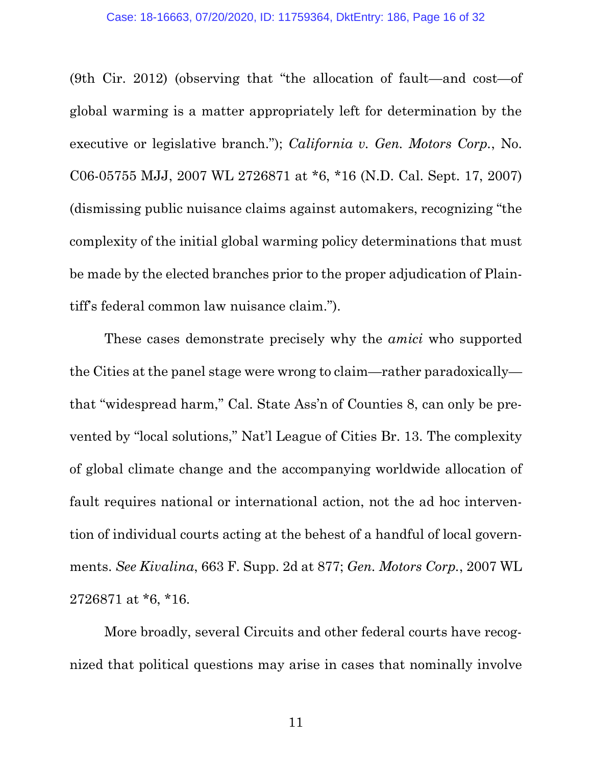(9th Cir. 2012) (observing that "the allocation of fault—and cost—of global warming is a matter appropriately left for determination by the executive or legislative branch."); *California v. Gen. Motors Corp.*, No. C06-05755 MJJ, 2007 WL 2726871 at *6, *16 (N.D. Cal. Sept. 17, 2007) (dismissing public nuisance claims against automakers, recognizing "the complexity of the initial global warming policy determinations that must be made by the elected branches prior to the proper adjudication of Plaintiff's federal common law nuisance claim.").

These cases demonstrate precisely why the *amici* who supported the Cities at the panel stage were wrong to claim—rather paradoxically—that "widespread harm," Cal. State Ass'n of Counties 8, can only be prevented by "local solutions," Nat'l League of Cities Br. 13. The complexity of global climate change and the accompanying worldwide allocation of fault requires national or international action, not the ad hoc intervention of individual courts acting at the behest of a handful of local governments. *See Kivalina*, 663 F. Supp. 2d at 877; *Gen. Motors Corp.*, 2007 WL 2726871 at *6, *16.

More broadly, several Circuits and other federal courts have recognized that political questions may arise in cases that nominally involve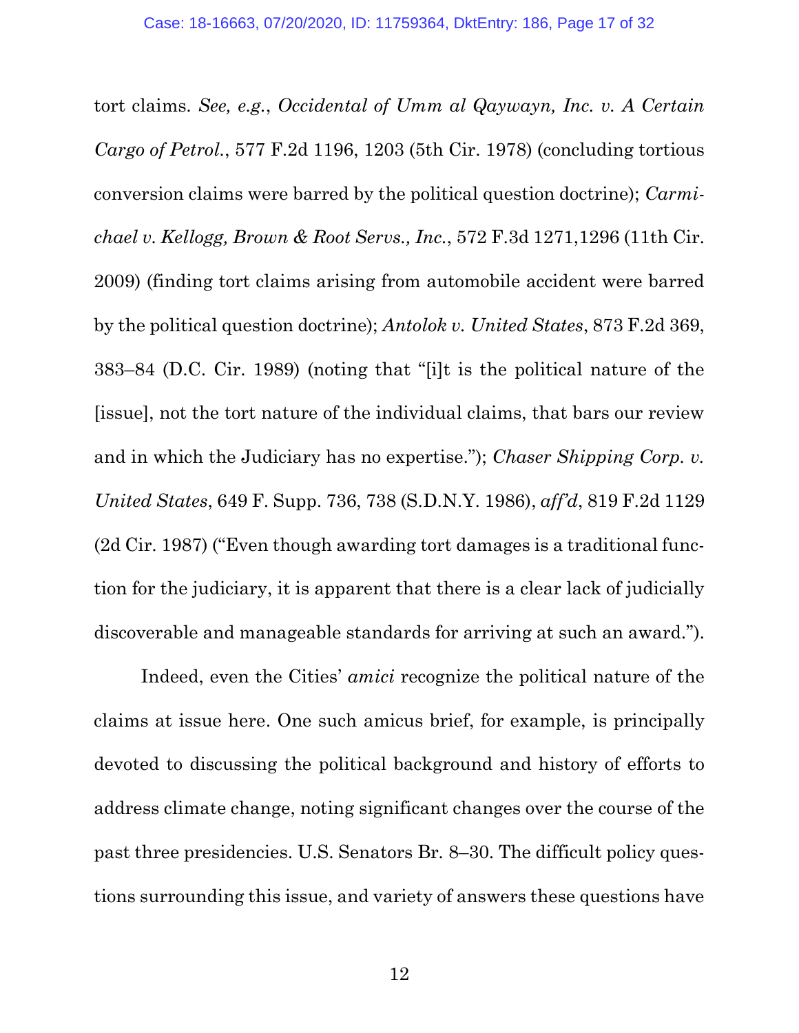tort claims. *See, e.g.*, *Occidental of Umm al Qaywayn, Inc. v. A Certain Cargo of Petrol.*, 577 F.2d 1196, 1203 (5th Cir. 1978) (concluding tortious conversion claims were barred by the political question doctrine); *Carmichael v. Kellogg, Brown & Root Servs., Inc.*, 572 F.3d 1271,1296 (11th Cir. 2009) (finding tort claims arising from automobile accident were barred by the political question doctrine); *Antolok v. United States*, 873 F.2d 369, 383–84 (D.C. Cir. 1989) (noting that "[i]t is the political nature of the [issue], not the tort nature of the individual claims, that bars our review and in which the Judiciary has no expertise."); *Chaser Shipping Corp. v. United States*, 649 F. Supp. 736, 738 (S.D.N.Y. 1986), *aff'd*, 819 F.2d 1129 (2d Cir. 1987) ("Even though awarding tort damages is a traditional function for the judiciary, it is apparent that there is a clear lack of judicially discoverable and manageable standards for arriving at such an award.").

Indeed, even the Cities' *amici* recognize the political nature of the claims at issue here. One such amicus brief, for example, is principally devoted to discussing the political background and history of efforts to address climate change, noting significant changes over the course of the past three presidencies. U.S. Senators Br. 8–30. The difficult policy questions surrounding this issue, and variety of answers these questions have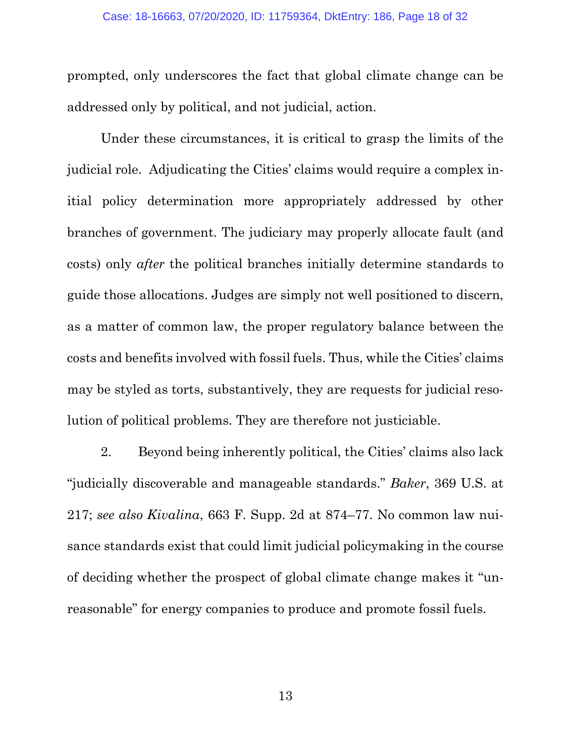prompted, only underscores the fact that global climate change can be addressed only by political, and not judicial, action.

Under these circumstances, it is critical to grasp the limits of the judicial role. Adjudicating the Cities' claims would require a complex initial policy determination more appropriately addressed by other branches of government. The judiciary may properly allocate fault (and costs) only *after* the political branches initially determine standards to guide those allocations. Judges are simply not well positioned to discern, as a matter of common law, the proper regulatory balance between the costs and benefits involved with fossil fuels. Thus, while the Cities' claims may be styled as torts, substantively, they are requests for judicial resolution of political problems. They are therefore not justiciable.

2. Beyond being inherently political, the Cities' claims also lack "judicially discoverable and manageable standards." *Baker*, 369 U.S. at 217; *see also Kivalina*, 663 F. Supp. 2d at 874–77. No common law nuisance standards exist that could limit judicial policymaking in the course of deciding whether the prospect of global climate change makes it "unreasonable" for energy companies to produce and promote fossil fuels.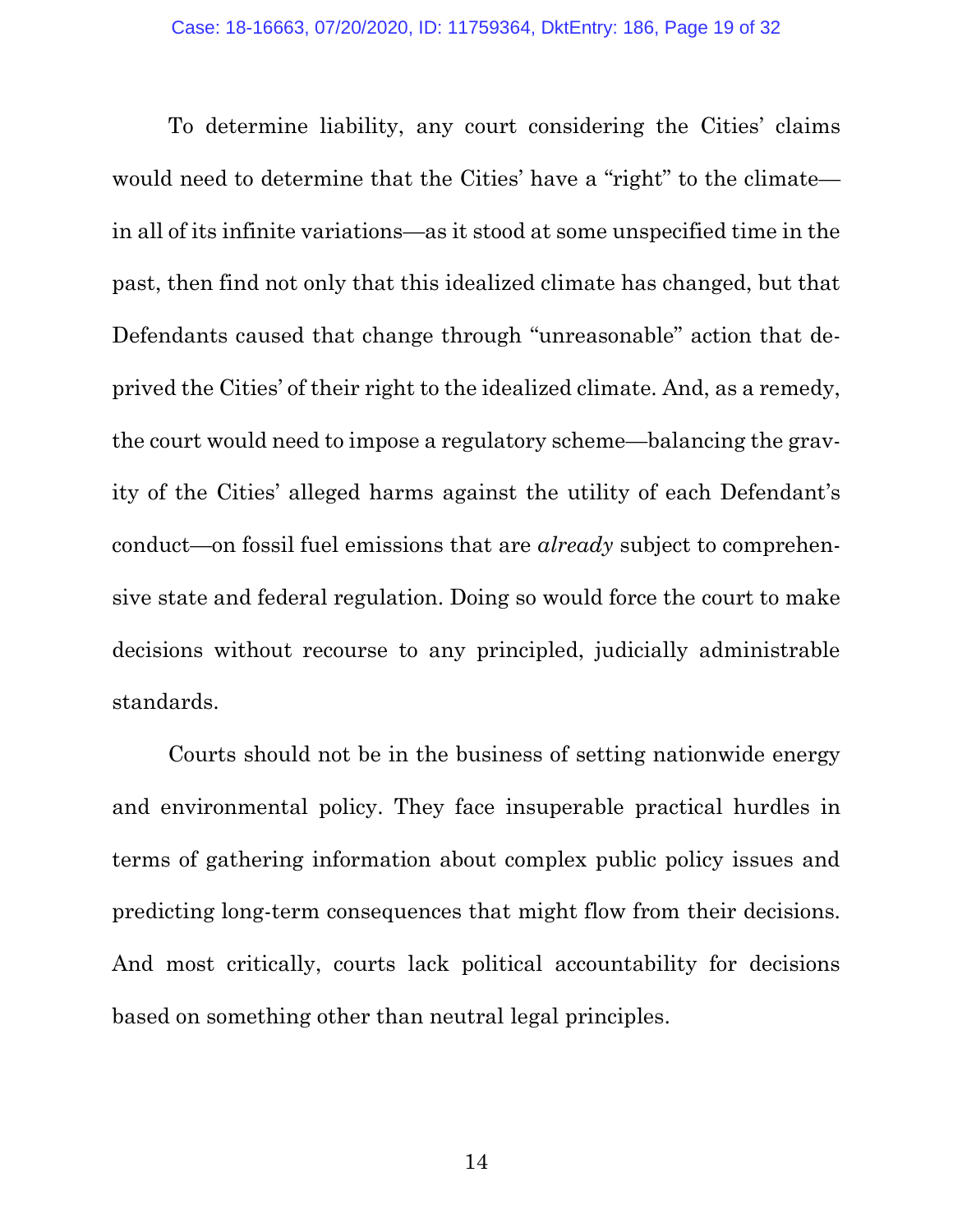To determine liability, any court considering the Cities' claims would need to determine that the Cities' have a "right" to the climate—in all of its infinite variations—as it stood at some unspecified time in the past, then find not only that this idealized climate has changed, but that Defendants caused that change through "unreasonable" action that deprived the Cities' of their right to the idealized climate. And, as a remedy, the court would need to impose a regulatory scheme—balancing the gravity of the Cities' alleged harms against the utility of each Defendant's conduct—on fossil fuel emissions that are *already* subject to comprehensive state and federal regulation. Doing so would force the court to make decisions without recourse to any principled, judicially administrable standards.

Courts should not be in the business of setting nationwide energy and environmental policy. They face insuperable practical hurdles in terms of gathering information about complex public policy issues and predicting long-term consequences that might flow from their decisions. And most critically, courts lack political accountability for decisions based on something other than neutral legal principles.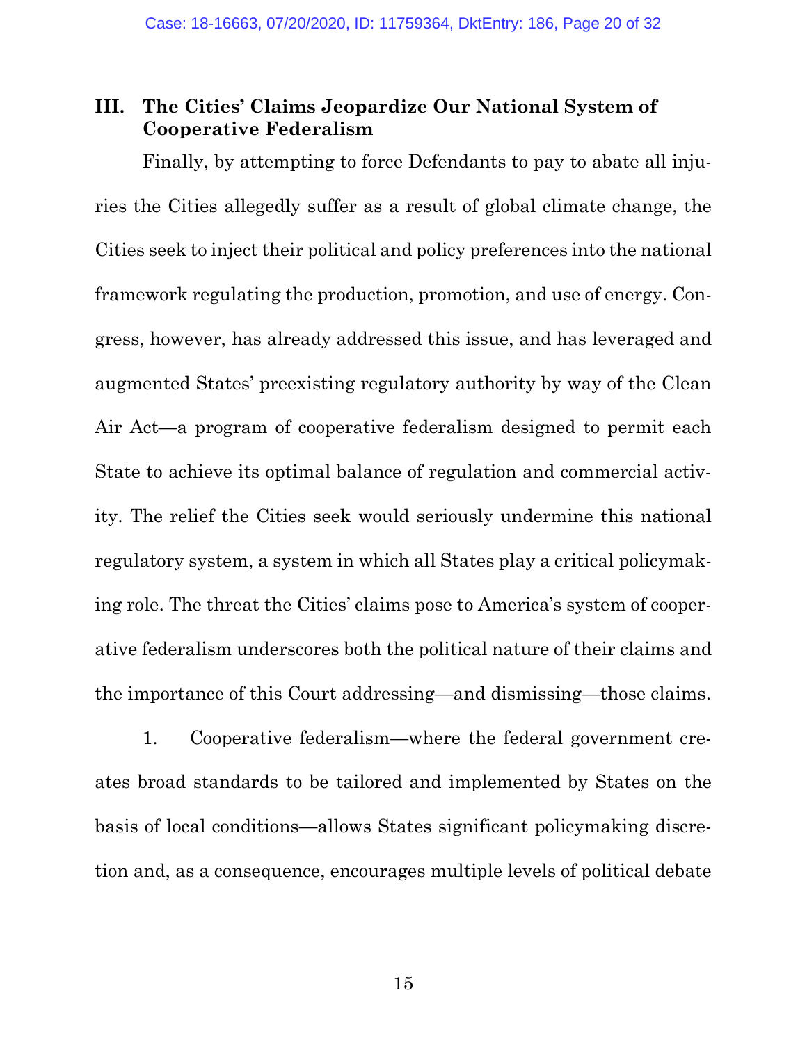### III. The Cities' Claims Jeopardize Our National System of Cooperative Federalism

Finally, by attempting to force Defendants to pay to abate all injuries the Cities allegedly suffer as a result of global climate change, the Cities seek to inject their political and policy preferences into the national framework regulating the production, promotion, and use of energy. Congress, however, has already addressed this issue, and has leveraged and augmented States' preexisting regulatory authority by way of the Clean Air Act—a program of cooperative federalism designed to permit each State to achieve its optimal balance of regulation and commercial activity. The relief the Cities seek would seriously undermine this national regulatory system, a system in which all States play a critical policymaking role. The threat the Cities' claims pose to America's system of cooperative federalism underscores both the political nature of their claims and the importance of this Court addressing—and dismissing—those claims.

1. Cooperative federalism—where the federal government creates broad standards to be tailored and implemented by States on the basis of local conditions—allows States significant policymaking discretion and, as a consequence, encourages multiple levels of political debate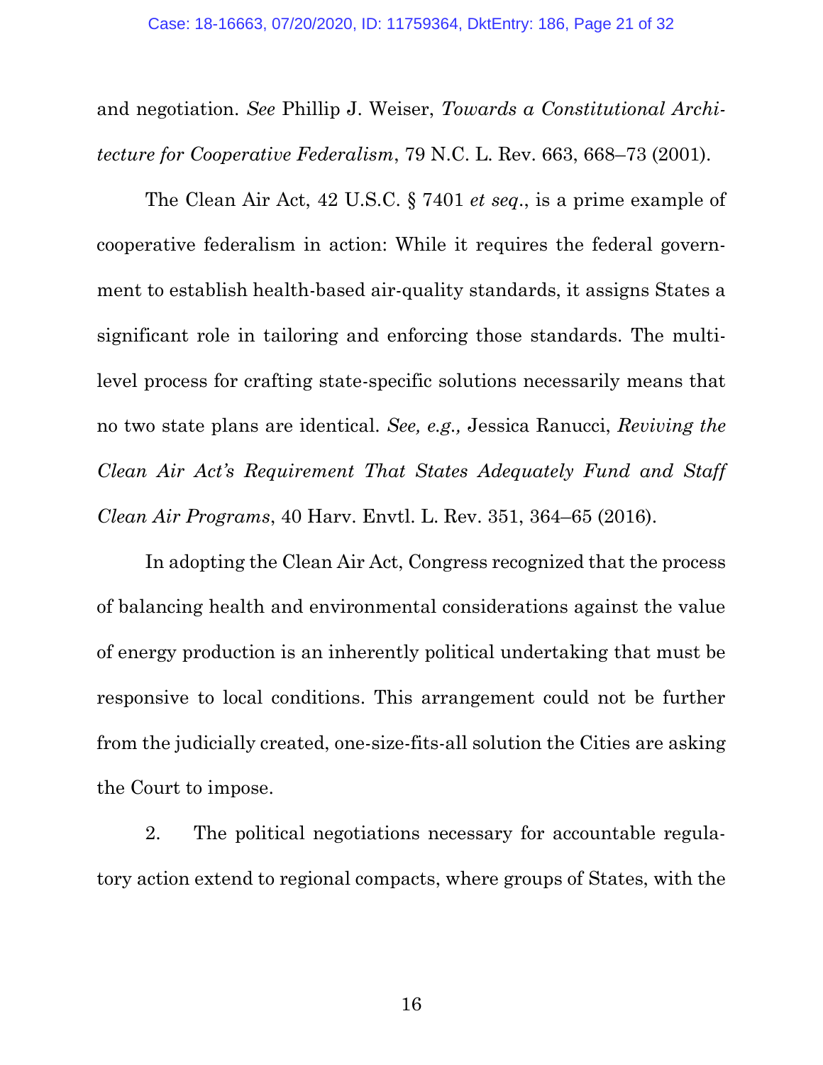and negotiation. *See* Phillip J. Weiser, *Towards a Constitutional Architecture for Cooperative Federalism*, 79 N.C. L. Rev. 663, 668–73 (2001).

The Clean Air Act, 42 U.S.C. § 7401 *et seq*., is a prime example of cooperative federalism in action: While it requires the federal government to establish health-based air-quality standards, it assigns States a significant role in tailoring and enforcing those standards. The multilevel process for crafting state-specific solutions necessarily means that no two state plans are identical. *See, e.g.,* Jessica Ranucci, *Reviving the Clean Air Act's Requirement That States Adequately Fund and Staff Clean Air Programs*, 40 Harv. Envtl. L. Rev. 351, 364–65 (2016).

In adopting the Clean Air Act, Congress recognized that the process of balancing health and environmental considerations against the value of energy production is an inherently political undertaking that must be responsive to local conditions. This arrangement could not be further from the judicially created, one-size-fits-all solution the Cities are asking the Court to impose.

2. The political negotiations necessary for accountable regulatory action extend to regional compacts, where groups of States, with the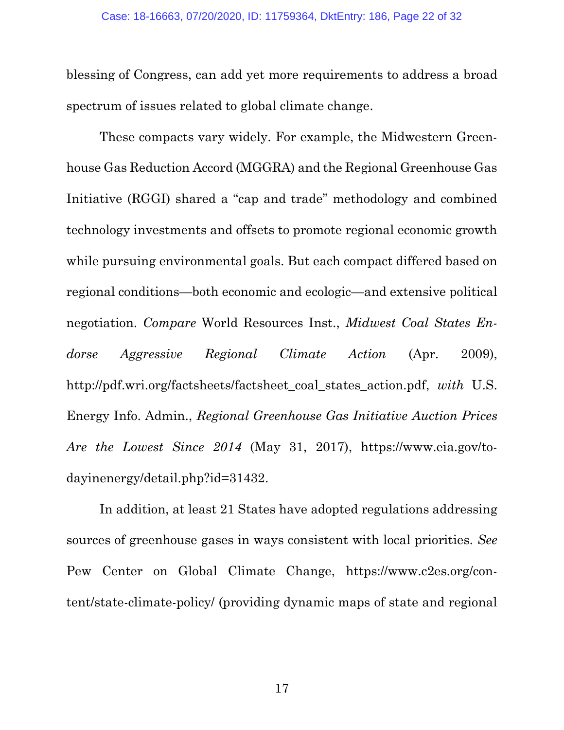blessing of Congress, can add yet more requirements to address a broad spectrum of issues related to global climate change.

These compacts vary widely. For example, the Midwestern Greenhouse Gas Reduction Accord (MGGRA) and the Regional Greenhouse Gas Initiative (RGGI) shared a "cap and trade" methodology and combined technology investments and offsets to promote regional economic growth while pursuing environmental goals. But each compact differed based on regional conditions—both economic and ecologic—and extensive political negotiation. *Compare* World Resources Inst., *Midwest Coal States Endorse Aggressive Regional Climate Action* (Apr. 2009), http://pdf.wri.org/factsheets/factsheet_coal_states_action.pdf, *with* U.S. Energy Info. Admin., *Regional Greenhouse Gas Initiative Auction Prices Are the Lowest Since 2014* (May 31, 2017), https://www.eia.gov/todayinenergy/detail.php?id=31432.

In addition, at least 21 States have adopted regulations addressing sources of greenhouse gases in ways consistent with local priorities. *See* Pew Center on Global Climate Change, https://www.c2es.org/content/state-climate-policy/ (providing dynamic maps of state and regional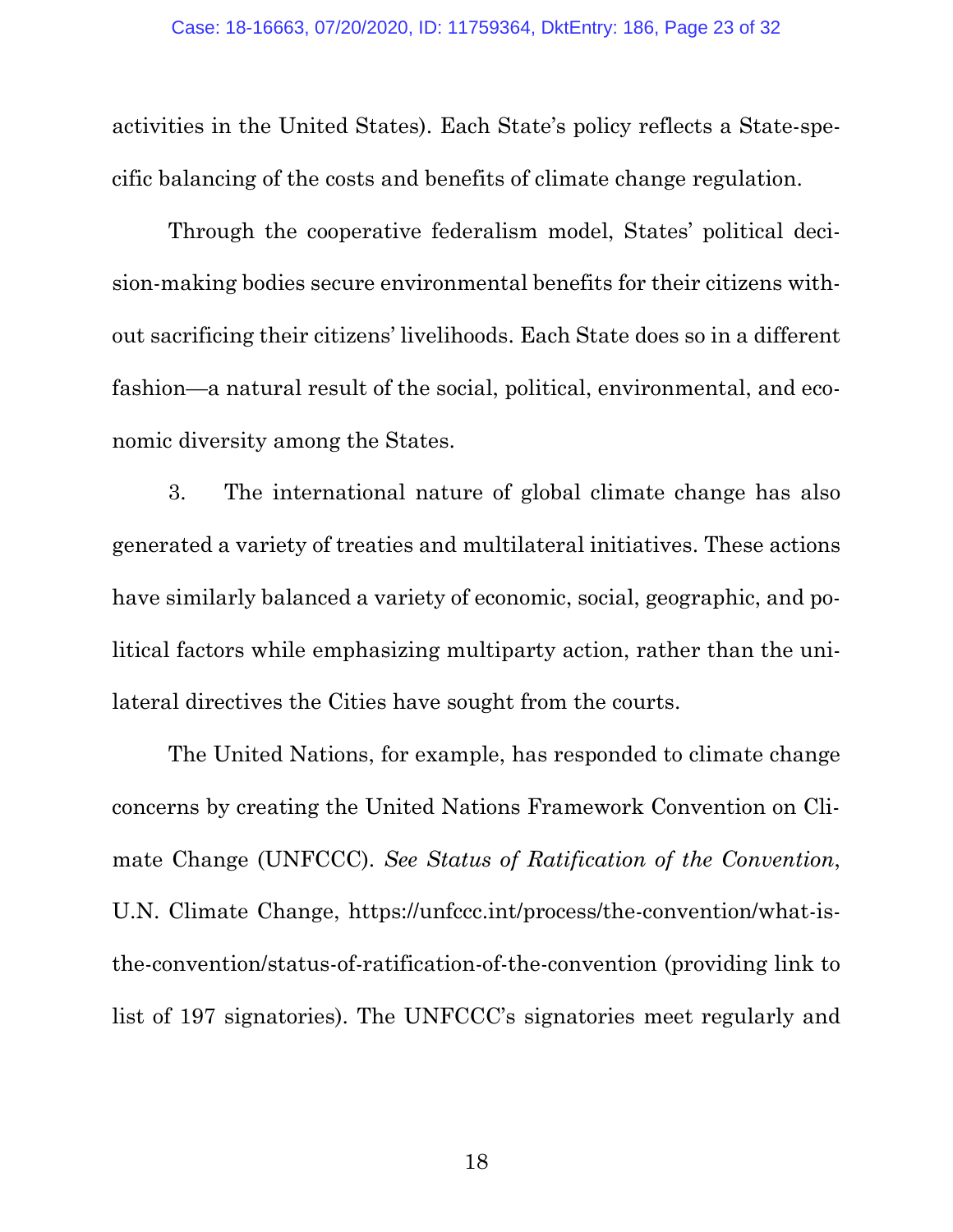activities in the United States). Each State's policy reflects a State-specific balancing of the costs and benefits of climate change regulation.

Through the cooperative federalism model, States' political decision-making bodies secure environmental benefits for their citizens without sacrificing their citizens' livelihoods. Each State does so in a different fashion—a natural result of the social, political, environmental, and economic diversity among the States.

3. The international nature of global climate change has also generated a variety of treaties and multilateral initiatives. These actions have similarly balanced a variety of economic, social, geographic, and political factors while emphasizing multiparty action, rather than the unilateral directives the Cities have sought from the courts.

The United Nations, for example, has responded to climate change concerns by creating the United Nations Framework Convention on Climate Change (UNFCCC). *See Status of Ratification of the Convention*, U.N. Climate Change, https://unfccc.int/process/the-convention/what-is-the-convention/status-of-ratification-of-the-convention (providing link to list of 197 signatories). The UNFCCC's signatories meet regularly and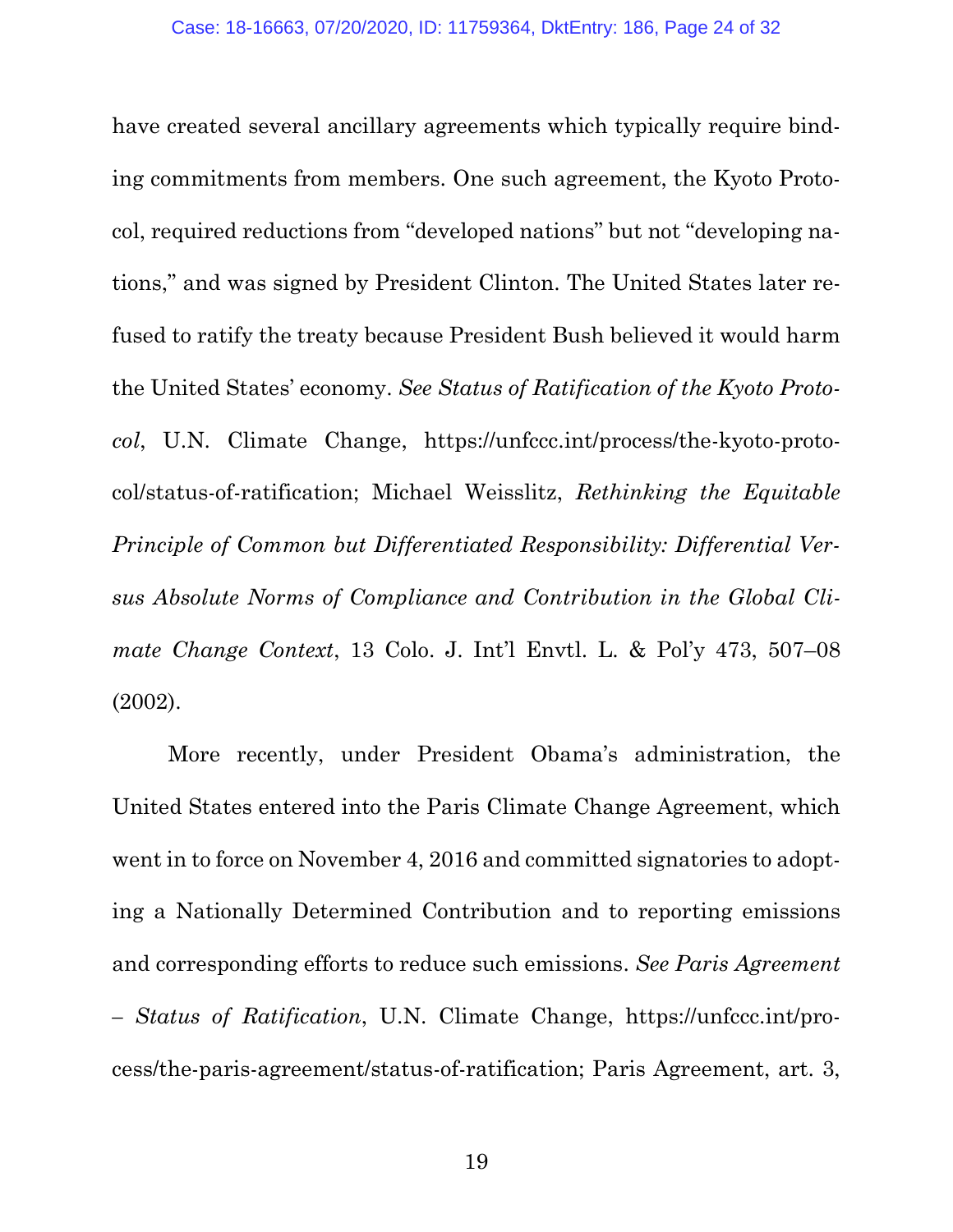have created several ancillary agreements which typically require binding commitments from members. One such agreement, the Kyoto Protocol, required reductions from "developed nations" but not "developing nations," and was signed by President Clinton. The United States later refused to ratify the treaty because President Bush believed it would harm the United States' economy. *See Status of Ratification of the Kyoto Protocol*, U.N. Climate Change, https://unfccc.int/process/the-kyoto-protocol/status-of-ratification; Michael Weisslitz, *Rethinking the Equitable Principle of Common but Differentiated Responsibility: Differential Versus Absolute Norms of Compliance and Contribution in the Global Climate Change Context*, 13 Colo. J. Int'l Envtl. L. & Pol'y 473, 507–08 (2002).

More recently, under President Obama's administration, the United States entered into the Paris Climate Change Agreement, which went in to force on November 4, 2016 and committed signatories to adopting a Nationally Determined Contribution and to reporting emissions and corresponding efforts to reduce such emissions. *See Paris Agreement – Status of Ratification*, U.N. Climate Change, https://unfccc.int/process/the-paris-agreement/status-of-ratification; Paris Agreement, art. 3,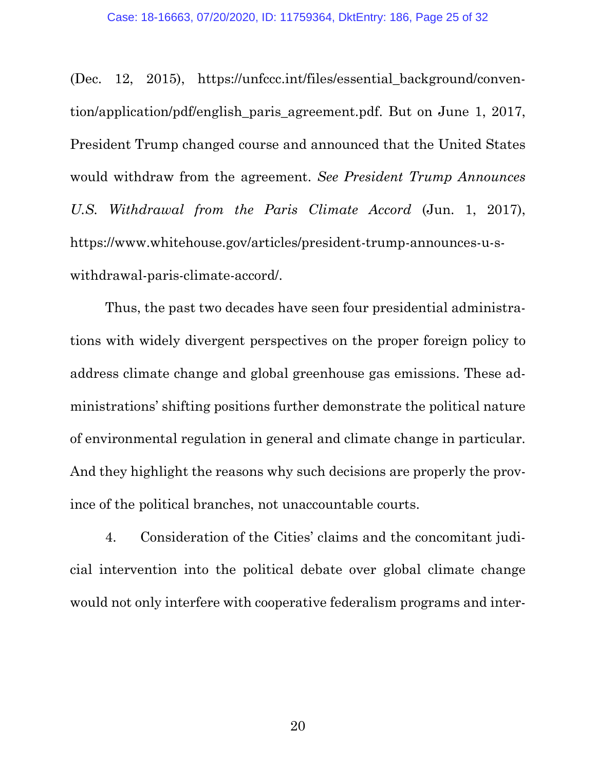(Dec. 12, 2015), https://unfccc.int/files/essential_background/convention/application/pdf/english_paris_agreement.pdf. But on June 1, 2017, President Trump changed course and announced that the United States would withdraw from the agreement. *See President Trump Announces U.S. Withdrawal from the Paris Climate Accord* (Jun. 1, 2017), https://www.whitehouse.gov/articles/president-trump-announces-u-s-withdrawal-paris-climate-accord/.

Thus, the past two decades have seen four presidential administrations with widely divergent perspectives on the proper foreign policy to address climate change and global greenhouse gas emissions. These administrations' shifting positions further demonstrate the political nature of environmental regulation in general and climate change in particular. And they highlight the reasons why such decisions are properly the province of the political branches, not unaccountable courts.

4. Consideration of the Cities' claims and the concomitant judicial intervention into the political debate over global climate change would not only interfere with cooperative federalism programs and inter-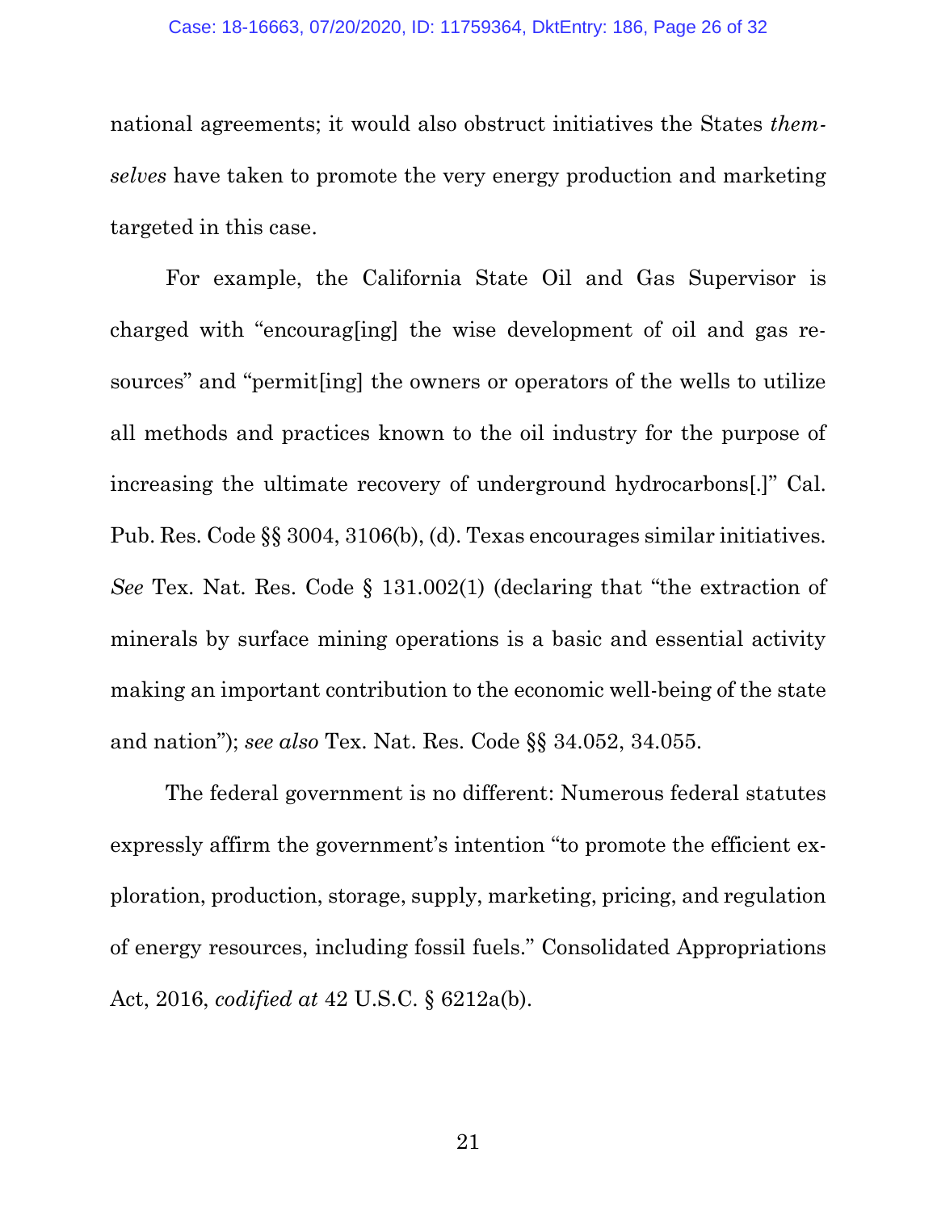national agreements; it would also obstruct initiatives the States *themselves* have taken to promote the very energy production and marketing targeted in this case.

For example, the California State Oil and Gas Supervisor is charged with "encourag[ing] the wise development of oil and gas resources" and "permit[ing] the owners or operators of the wells to utilize all methods and practices known to the oil industry for the purpose of increasing the ultimate recovery of underground hydrocarbons[.]" Cal. Pub. Res. Code §§ 3004, 3106(b), (d). Texas encourages similar initiatives. *See* Tex. Nat. Res. Code § 131.002(1) (declaring that "the extraction of minerals by surface mining operations is a basic and essential activity making an important contribution to the economic well-being of the state and nation"); *see also* Tex. Nat. Res. Code §§ 34.052, 34.055.

The federal government is no different: Numerous federal statutes expressly affirm the government's intention "to promote the efficient exploration, production, storage, supply, marketing, pricing, and regulation of energy resources, including fossil fuels." Consolidated Appropriations Act, 2016, *codified at* 42 U.S.C. § 6212a(b).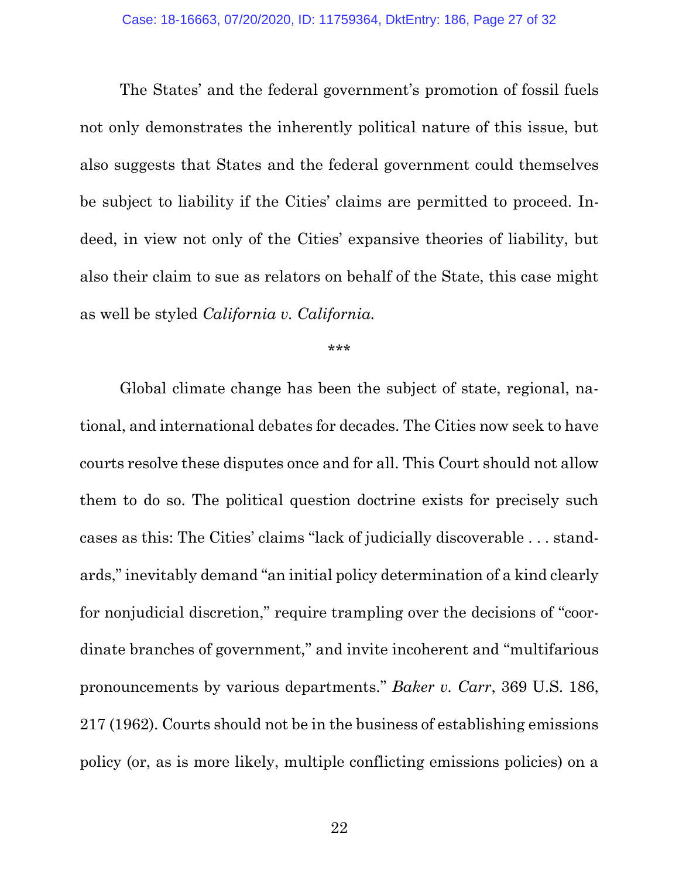The States' and the federal government's promotion of fossil fuels not only demonstrates the inherently political nature of this issue, but also suggests that States and the federal government could themselves be subject to liability if the Cities' claims are permitted to proceed. Indeed, in view not only of the Cities' expansive theories of liability, but also their claim to sue as relators on behalf of the State, this case might as well be styled *California v. California.*

\*\*\*

Global climate change has been the subject of state, regional, national, and international debates for decades. The Cities now seek to have courts resolve these disputes once and for all. This Court should not allow them to do so. The political question doctrine exists for precisely such cases as this: The Cities' claims "lack of judicially discoverable . . . standards," inevitably demand "an initial policy determination of a kind clearly for nonjudicial discretion," require trampling over the decisions of "coordinate branches of government," and invite incoherent and "multifarious pronouncements by various departments." *Baker v. Carr*, 369 U.S. 186, 217 (1962). Courts should not be in the business of establishing emissions policy (or, as is more likely, multiple conflicting emissions policies) on a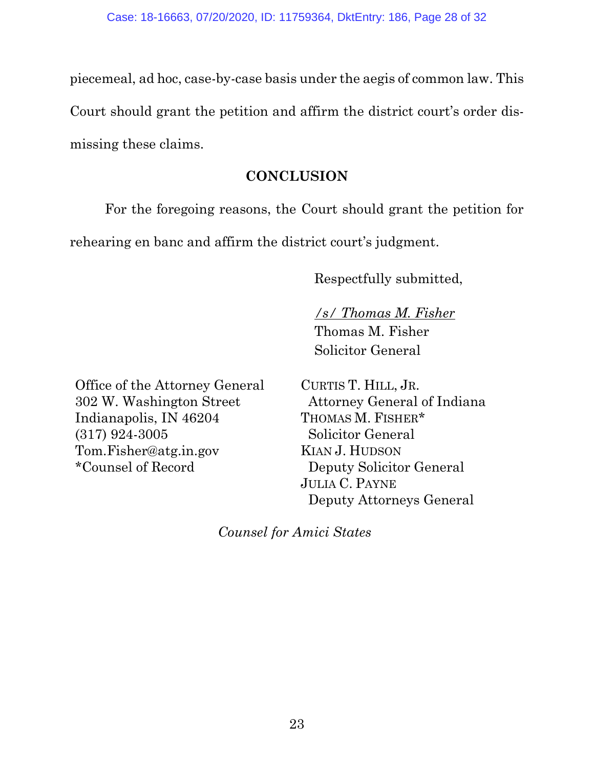piecemeal, ad hoc, case-by-case basis under the aegis of common law. This Court should grant the petition and affirm the district court's order dismissing these claims.

## CONCLUSION

For the foregoing reasons, the Court should grant the petition for rehearing en banc and affirm the district court's judgment.

Respectfully submitted,

*/s/ Thomas M. Fisher*
Thomas M. Fisher
Solicitor General

Office of the Attorney General
302 W. Washington Street
Indianapolis, IN 46204
(317) 924-3005
Tom.Fisher@atg.in.gov
*Counsel of Record

CURTIS T. HILL, JR.
Attorney General of Indiana
THOMAS M. FISHER*
Solicitor General
KIAN J. HUDSON
Deputy Solicitor General
JULIA C. PAYNE
Deputy Attorneys General

*Counsel for Amici States*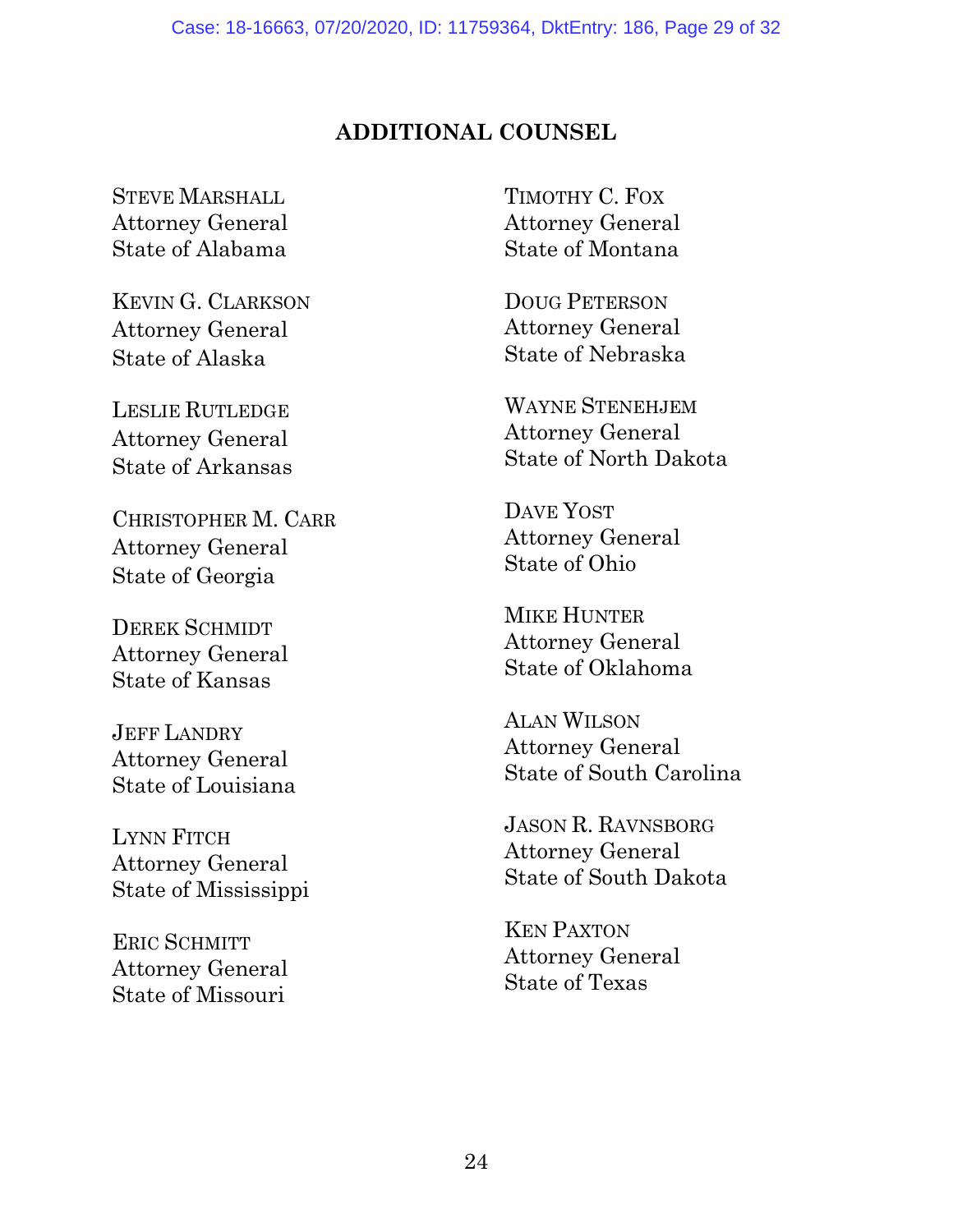## ADDITIONAL COUNSEL

STEVE MARSHALL
Attorney General
State of Alabama

KEVIN G. CLARKSON
Attorney General
State of Alaska

LESLIE RUTLEDGE
Attorney General
State of Arkansas

CHRISTOPHER M. CARR
Attorney General
State of Georgia

DEREK SCHMIDT
Attorney General
State of Kansas

JEFF LANDRY
Attorney General
State of Louisiana

LYNN FITCH
Attorney General
State of Mississippi

ERIC SCHMITT
Attorney General
State of Missouri

TIMOTHY C. FOX
Attorney General
State of Montana

DOUG PETERSON
Attorney General
State of Nebraska

WAYNE STENEHJEM
Attorney General
State of North Dakota

DAVE YOST
Attorney General
State of Ohio

MIKE HUNTER
Attorney General
State of Oklahoma

ALAN WILSON
Attorney General
State of South Carolina

JASON R. RAVNSBORG
Attorney General
State of South Dakota

KEN PAXTON
Attorney General
State of Texas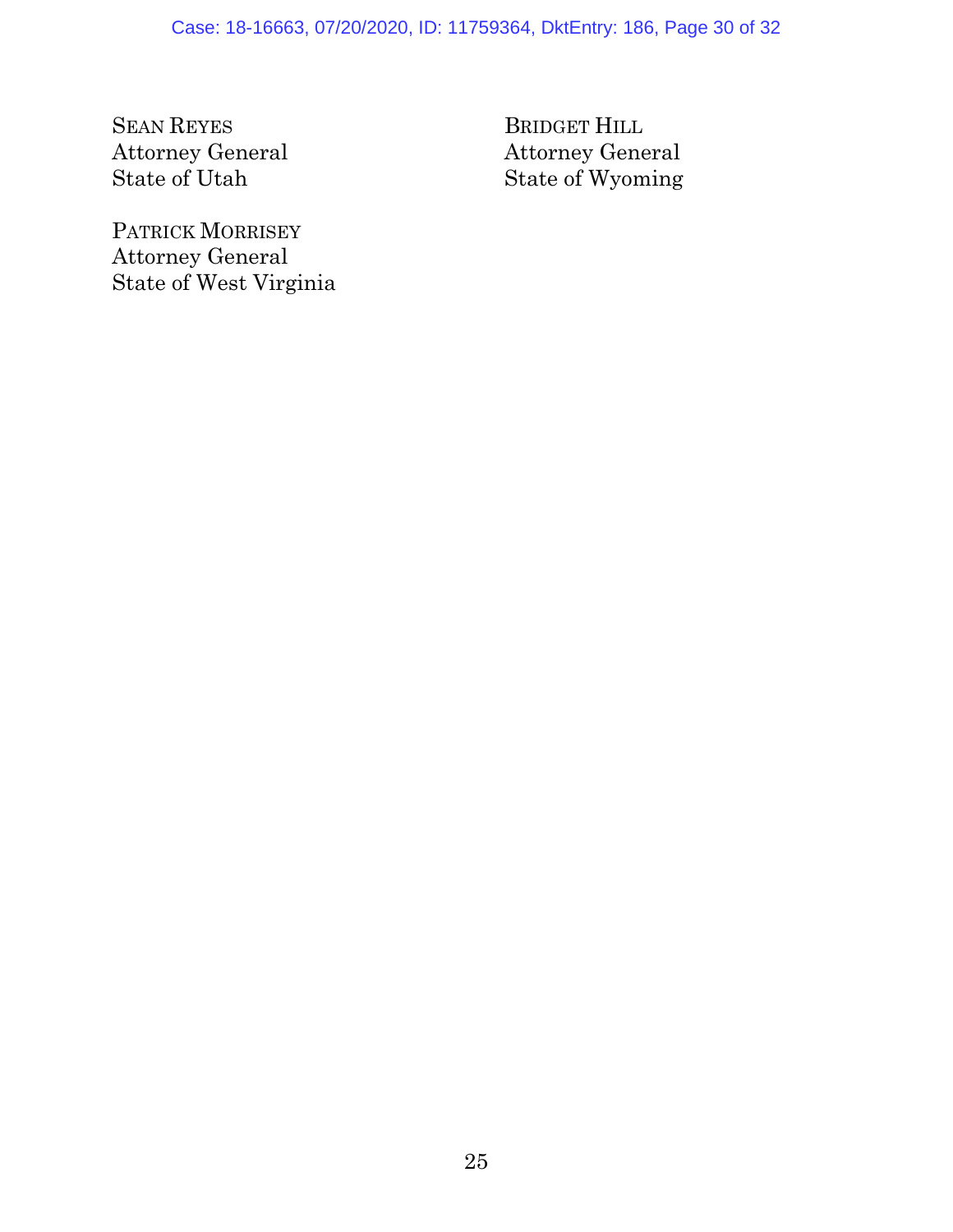SEAN REYES
Attorney General
State of Utah

PATRICK MORRISEY
Attorney General
State of West Virginia

BRIDGET HILL
Attorney General
State of Wyoming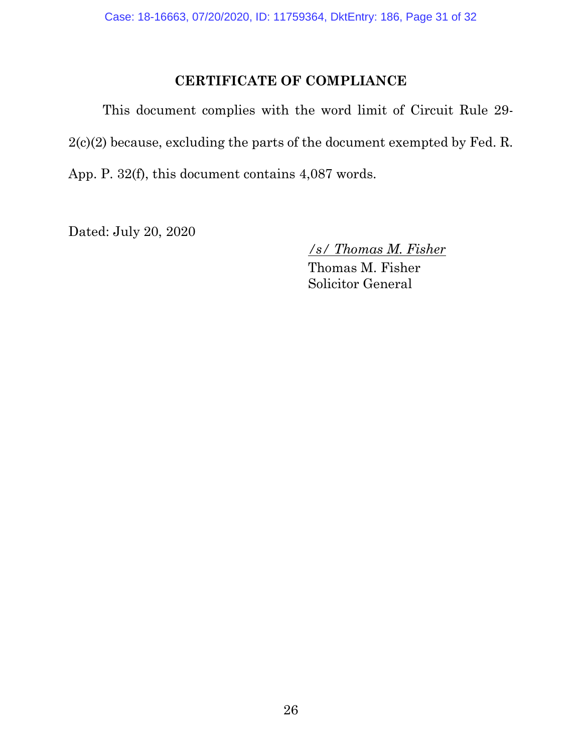## CERTIFICATE OF COMPLIANCE

This document complies with the word limit of Circuit Rule 29-2(c)(2) because, excluding the parts of the document exempted by Fed. R. App. P. 32(f), this document contains 4,087 words.

Dated: July 20, 2020

*/s/ Thomas M. Fisher*
Thomas M. Fisher
Solicitor General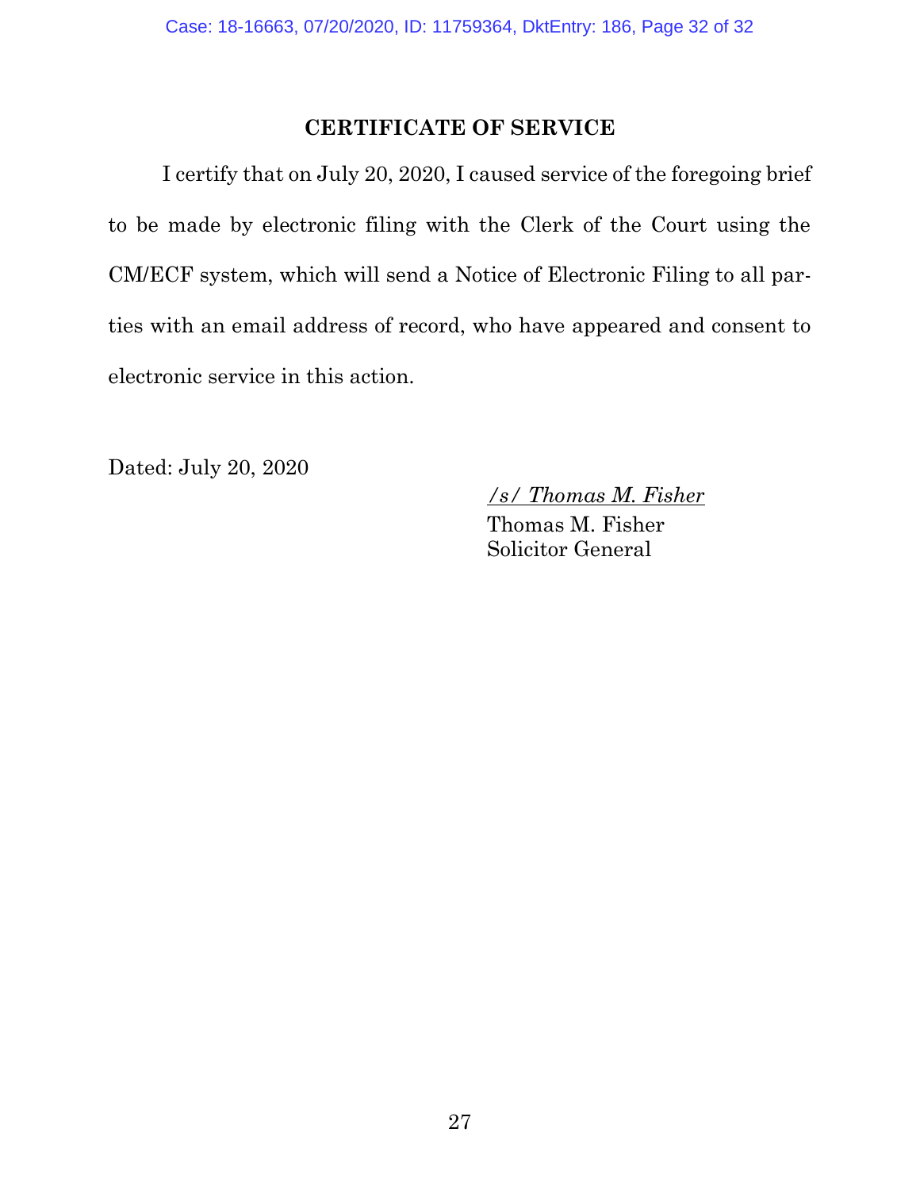## CERTIFICATE OF SERVICE

I certify that on July 20, 2020, I caused service of the foregoing brief to be made by electronic filing with the Clerk of the Court using the CM/ECF system, which will send a Notice of Electronic Filing to all parties with an email address of record, who have appeared and consent to electronic service in this action.

Dated: July 20, 2020

*/s/ Thomas M. Fisher*
Thomas M. Fisher
Solicitor General